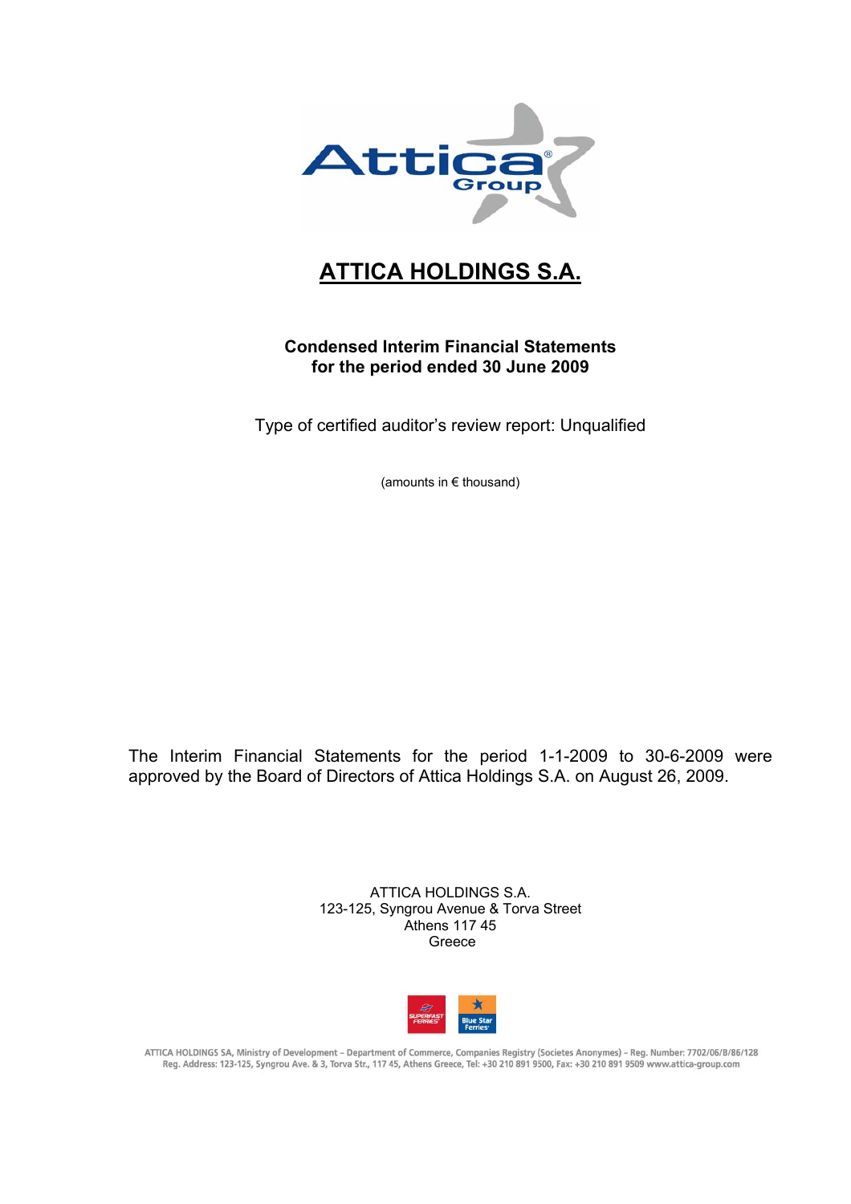# ATTICA HOLDINGS S.A.

**Condensed Interim Financial Statements for the period ended 30 June 2009**

Type of certified auditor's review report: Unqualified

(amounts in € thousand)

The Interim Financial Statements for the period 1-1-2009 to 30-6-2009 were approved by the Board of Directors of Attica Holdings S.A. on August 26, 2009.

ATTICA HOLDINGS S.A.
123-125, Syngrou Avenue & Torva Street
Athens 117 45
Greece

ATTICA HOLDINGS SA, Ministry of Development – Department of Commerce, Companies Registry (Societes Anonymes) – Reg. Number: 7702/06/B/86/128
Reg. Address: 123-125, Syngrou Ave. & 3, Torva Str., 117 45, Athens Greece, Tel: +30 210 891 9500, Fax: +30 210 891 9509 www.attica-group.com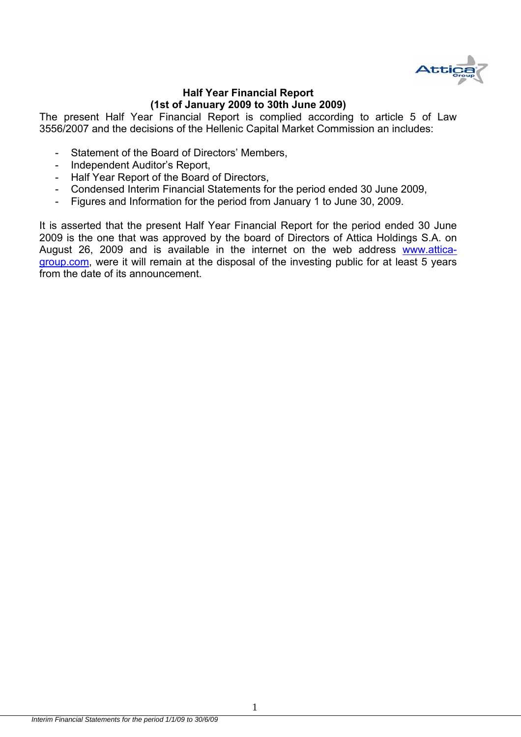# Half Year Financial Report
## (1st of January 2009 to 30th June 2009)

The present Half Year Financial Report is complied according to article 5 of Law 3556/2007 and the decisions of the Hellenic Capital Market Commission an includes:

- Statement of the Board of Directors' Members,
- Independent Auditor's Report,
- Half Year Report of the Board of Directors,
- Condensed Interim Financial Statements for the period ended 30 June 2009,
- Figures and Information for the period from January 1 to June 30, 2009.

It is asserted that the present Half Year Financial Report for the period ended 30 June 2009 is the one that was approved by the board of Directors of Attica Holdings S.A. on August 26, 2009 and is available in the internet on the web address www.attica-group.com, were it will remain at the disposal of the investing public for at least 5 years from the date of its announcement.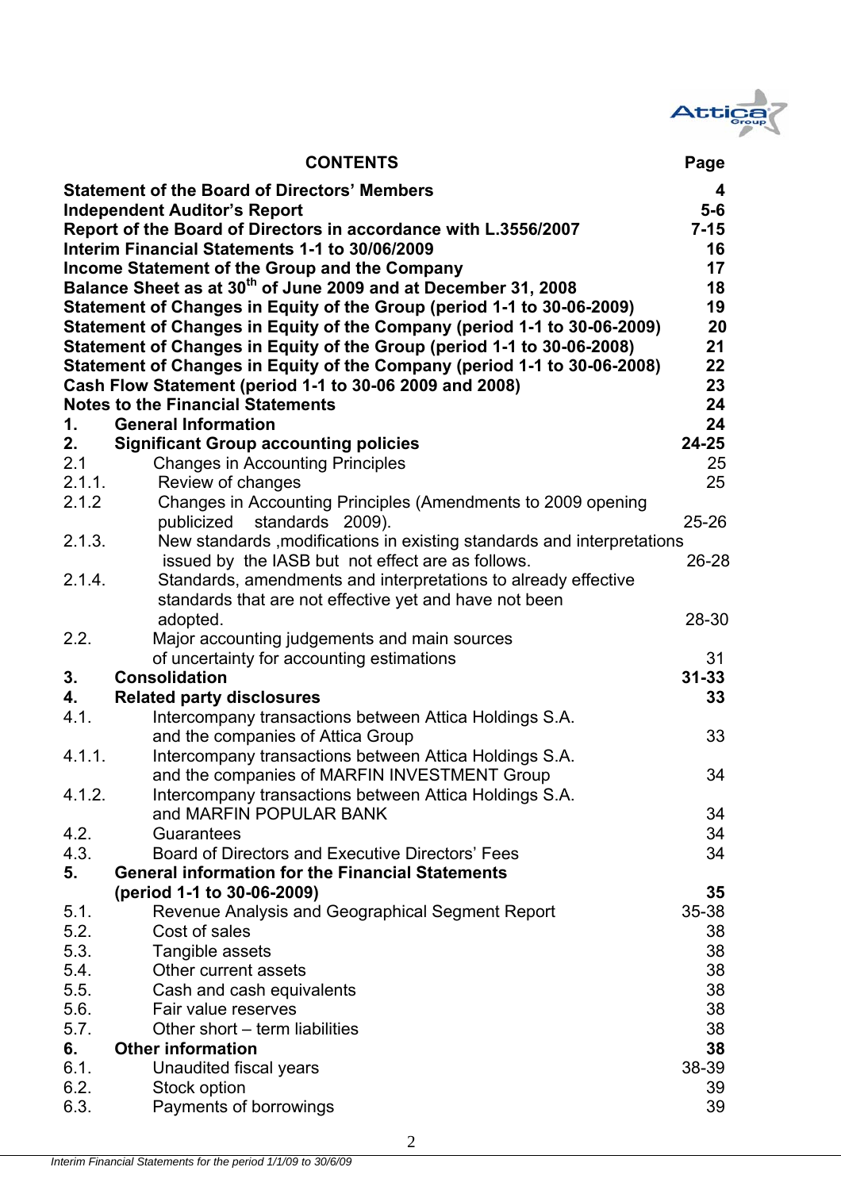| CONTENTS | | Page |
|---|---|---|
| **Statement of the Board of Directors' Members** | | **4** |
| **Independent Auditor's Report** | | **5-6** |
| **Report of the Board of Directors in accordance with L.3556/2007** | | **7-15** |
| **Interim Financial Statements 1-1 to 30/06/2009** | | **16** |
| **Income Statement of the Group and the Company** | | **17** |
| **Balance Sheet as at 30th of June 2009 and at December 31, 2008** | | **18** |
| **Statement of Changes in Equity of the Group (period 1-1 to 30-06-2009)** | | **19** |
| **Statement of Changes in Equity of the Company (period 1-1 to 30-06-2009)** | | **20** |
| **Statement of Changes in Equity of the Group (period 1-1 to 30-06-2008)** | | **21** |
| **Statement of Changes in Equity of the Company (period 1-1 to 30-06-2008)** | | **22** |
| **Cash Flow Statement (period 1-1 to 30-06 2009 and 2008)** | | **23** |
| **Notes to the Financial Statements** | | **24** |
| **1.** | **General Information** | **24** |
| **2.** | **Significant Group accounting policies** | **24-25** |
| 2.1 | Changes in Accounting Principles | 25 |
| 2.1.1. | Review of changes | 25 |
| 2.1.2 | Changes in Accounting Principles (Amendments to 2009 opening publicized standards 2009). | 25-26 |
| 2.1.3. | New standards ,modifications in existing standards and interpretations issued by the IASB but not effect are as follows. | 26-28 |
| 2.1.4. | Standards, amendments and interpretations to already effective standards that are not effective yet and have not been adopted. | 28-30 |
| 2.2. | Major accounting judgements and main sources of uncertainty for accounting estimations | 31 |
| **3.** | **Consolidation** | **31-33** |
| **4.** | **Related party disclosures** | **33** |
| 4.1. | Intercompany transactions between Attica Holdings S.A. and the companies of Attica Group | 33 |
| 4.1.1. | Intercompany transactions between Attica Holdings S.A. and the companies of MARFIN INVESTMENT Group | 34 |
| 4.1.2. | Intercompany transactions between Attica Holdings S.A. and MARFIN POPULAR BANK | 34 |
| 4.2. | Guarantees | 34 |
| 4.3. | Board of Directors and Executive Directors' Fees | 34 |
| **5.** | **General information for the Financial Statements (period 1-1 to 30-06-2009)** | **35** |
| 5.1. | Revenue Analysis and Geographical Segment Report | 35-38 |
| 5.2. | Cost of sales | 38 |
| 5.3. | Tangible assets | 38 |
| 5.4. | Other current assets | 38 |
| 5.5. | Cash and cash equivalents | 38 |
| 5.6. | Fair value reserves | 38 |
| 5.7. | Other short – term liabilities | 38 |
| **6.** | **Other information** | **38** |
| 6.1. | Unaudited fiscal years | 38-39 |
| 6.2. | Stock option | 39 |
| 6.3. | Payments of borrowings | 39 |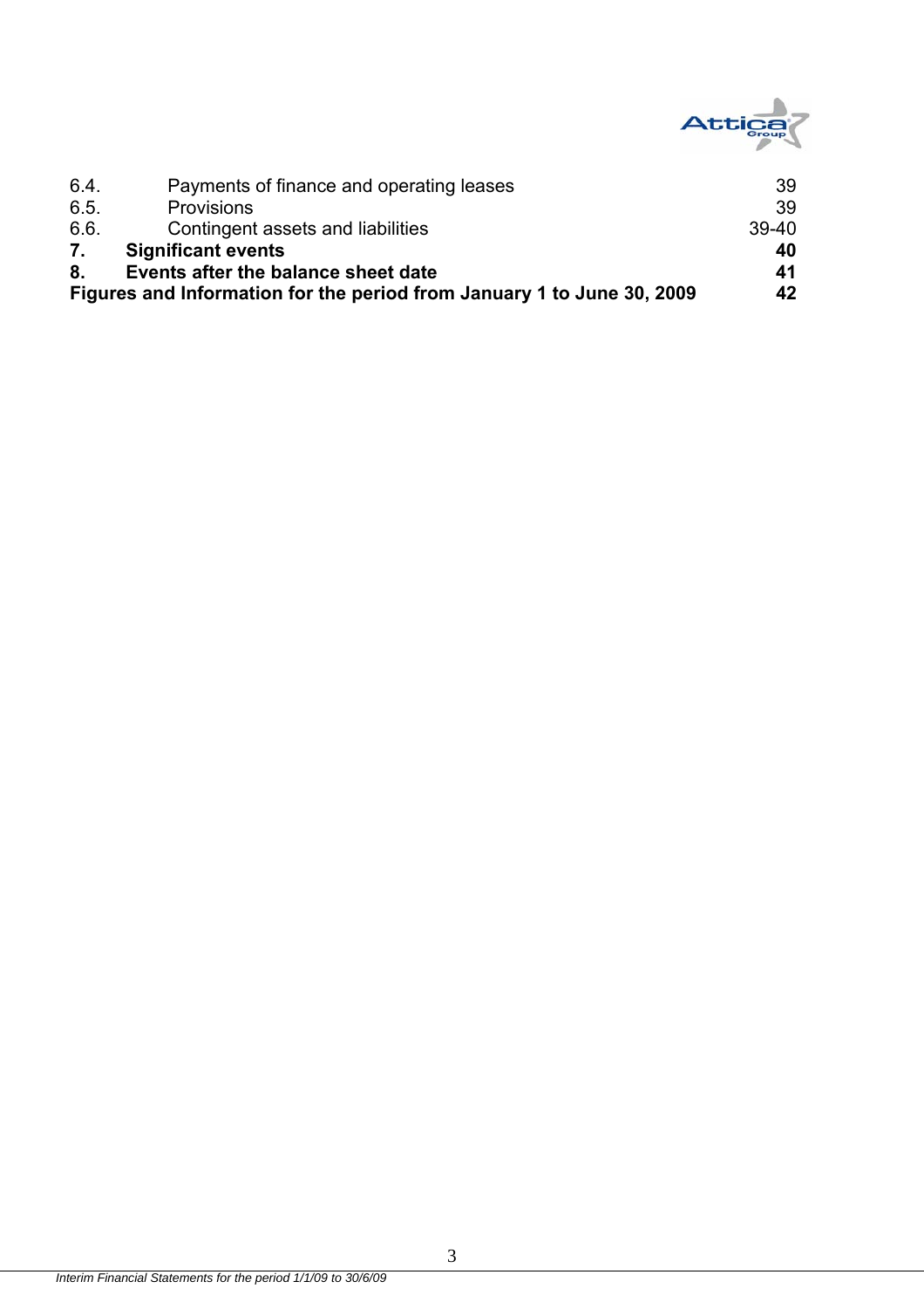| | | |
|---|---|---|
| 6.4. | Payments of finance and operating leases | 39 |
| 6.5. | Provisions | 39 |
| 6.6. | Contingent assets and liabilities | 39-40 |
| **7.** | **Significant events** | **40** |
| **8.** | **Events after the balance sheet date** | **41** |
| **Figures and Information for the period from January 1 to June 30, 2009** | | **42** |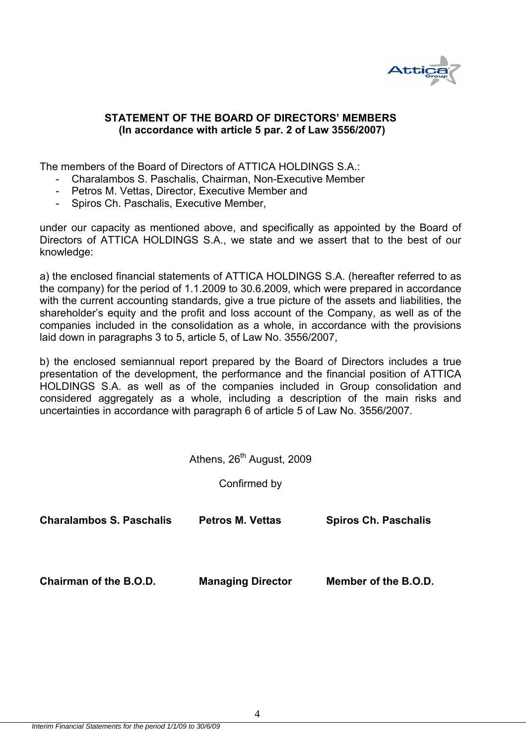## STATEMENT OF THE BOARD OF DIRECTORS' MEMBERS
## (In accordance with article 5 par. 2 of Law 3556/2007)

The members of the Board of Directors of ATTICA HOLDINGS S.A.:

- Charalambos S. Paschalis, Chairman, Non-Executive Member
- Petros M. Vettas, Director, Executive Member and
- Spiros Ch. Paschalis, Executive Member,

under our capacity as mentioned above, and specifically as appointed by the Board of Directors of ATTICA HOLDINGS S.A., we state and we assert that to the best of our knowledge:

a) the enclosed financial statements of ATTICA HOLDINGS S.A. (hereafter referred to as the company) for the period of 1.1.2009 to 30.6.2009, which were prepared in accordance with the current accounting standards, give a true picture of the assets and liabilities, the shareholder's equity and the profit and loss account of the Company, as well as of the companies included in the consolidation as a whole, in accordance with the provisions laid down in paragraphs 3 to 5, article 5, of Law No. 3556/2007,

b) the enclosed semiannual report prepared by the Board of Directors includes a true presentation of the development, the performance and the financial position of ATTICA HOLDINGS S.A. as well as of the companies included in Group consolidation and considered aggregately as a whole, including a description of the main risks and uncertainties in accordance with paragraph 6 of article 5 of Law No. 3556/2007.

Athens, 26th August, 2009

Confirmed by

| **Charalambos S. Paschalis** | **Petros M. Vettas** | **Spiros Ch. Paschalis** |
|---|---|---|
| **Chairman of the B.O.D.** | **Managing Director** | **Member of the B.O.D.** |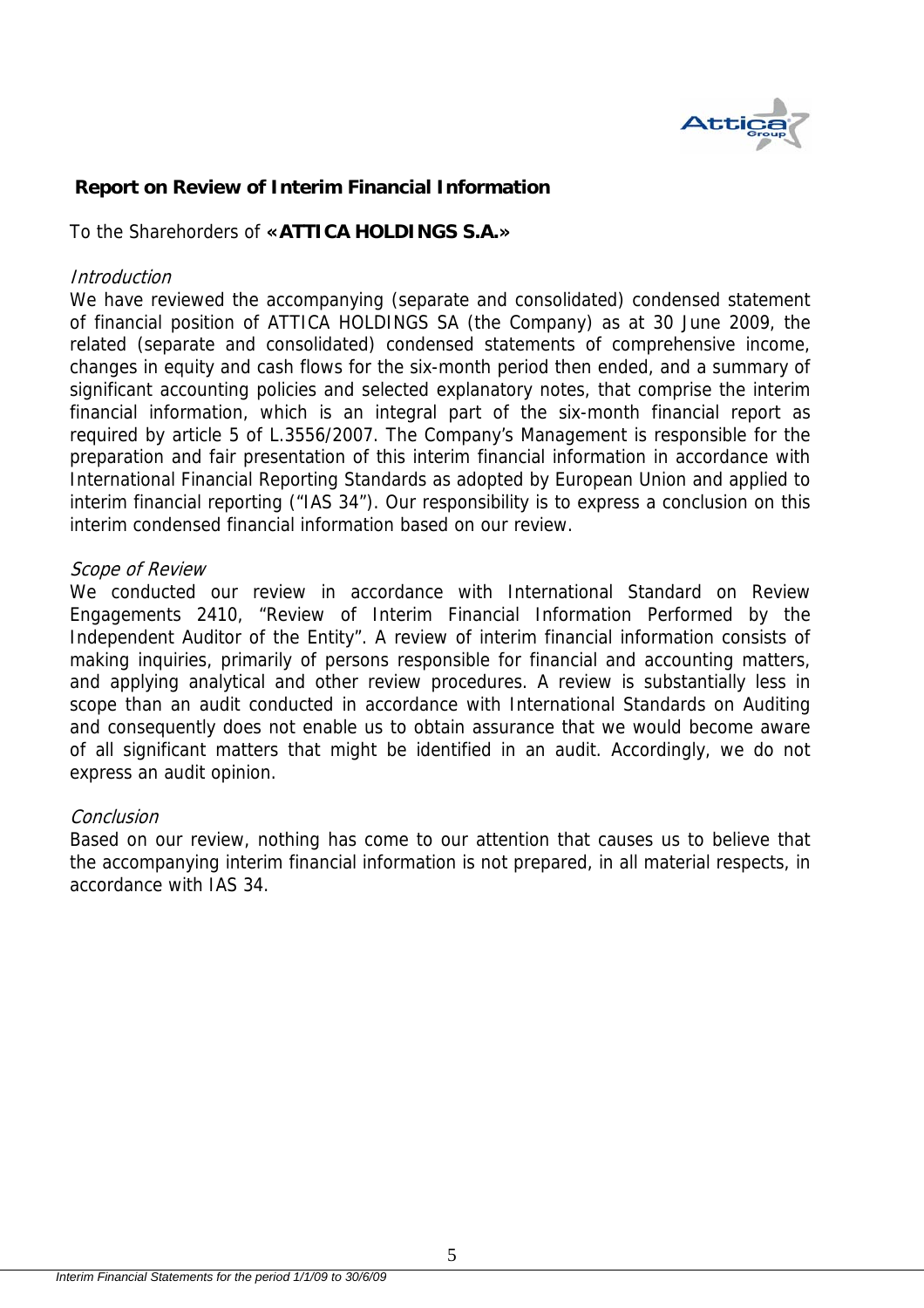## Report on Review of Interim Financial Information

To the Sharehorders of **«ATTICA HOLDINGS S.A.»**

*Introduction*

We have reviewed the accompanying (separate and consolidated) condensed statement of financial position of ATTICA HOLDINGS SA (the Company) as at 30 June 2009, the related (separate and consolidated) condensed statements of comprehensive income, changes in equity and cash flows for the six-month period then ended, and a summary of significant accounting policies and selected explanatory notes, that comprise the interim financial information, which is an integral part of the six-month financial report as required by article 5 of L.3556/2007. The Company's Management is responsible for the preparation and fair presentation of this interim financial information in accordance with International Financial Reporting Standards as adopted by European Union and applied to interim financial reporting ("IAS 34"). Our responsibility is to express a conclusion on this interim condensed financial information based on our review.

*Scope of Review*

We conducted our review in accordance with International Standard on Review Engagements 2410, "Review of Interim Financial Information Performed by the Independent Auditor of the Entity". A review of interim financial information consists of making inquiries, primarily of persons responsible for financial and accounting matters, and applying analytical and other review procedures. A review is substantially less in scope than an audit conducted in accordance with International Standards on Auditing and consequently does not enable us to obtain assurance that we would become aware of all significant matters that might be identified in an audit. Accordingly, we do not express an audit opinion.

*Conclusion*

Based on our review, nothing has come to our attention that causes us to believe that the accompanying interim financial information is not prepared, in all material respects, in accordance with IAS 34.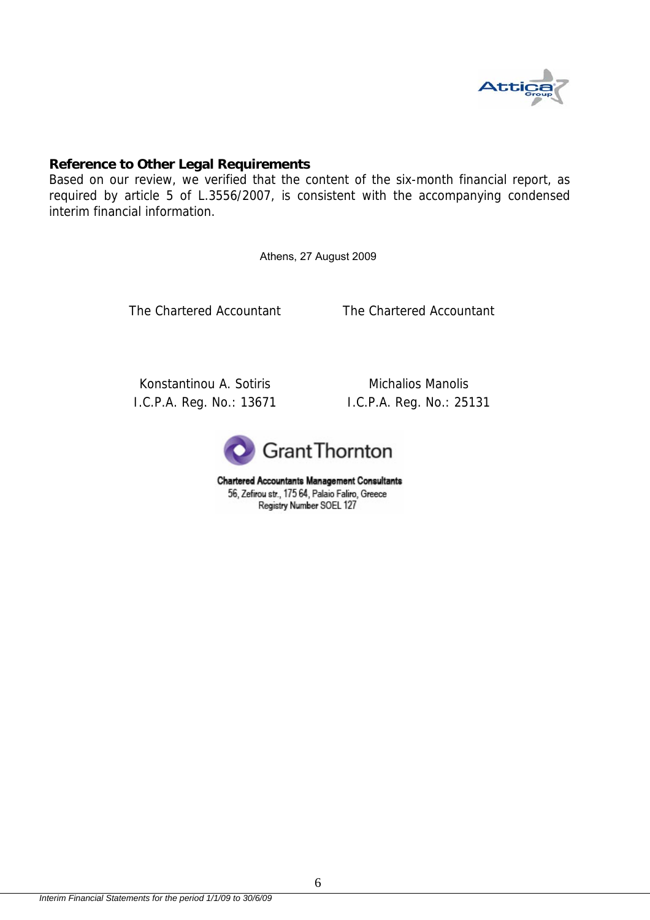**Reference to Other Legal Requirements**

Based on our review, we verified that the content of the six-month financial report, as required by article 5 of L.3556/2007, is consistent with the accompanying condensed interim financial information.

Athens, 27 August 2009

| The Chartered Accountant | The Chartered Accountant |
|---|---|
| Konstantinou A. Sotiris | Michalios Manolis |
| I.C.P.A. Reg. No.: 13671 | I.C.P.A. Reg. No.: 25131 |

Grant Thornton

Chartered Accountants Management Consultants
56, Zefirou str., 175 64, Palaio Faliro, Greece
Registry Number SOEL 127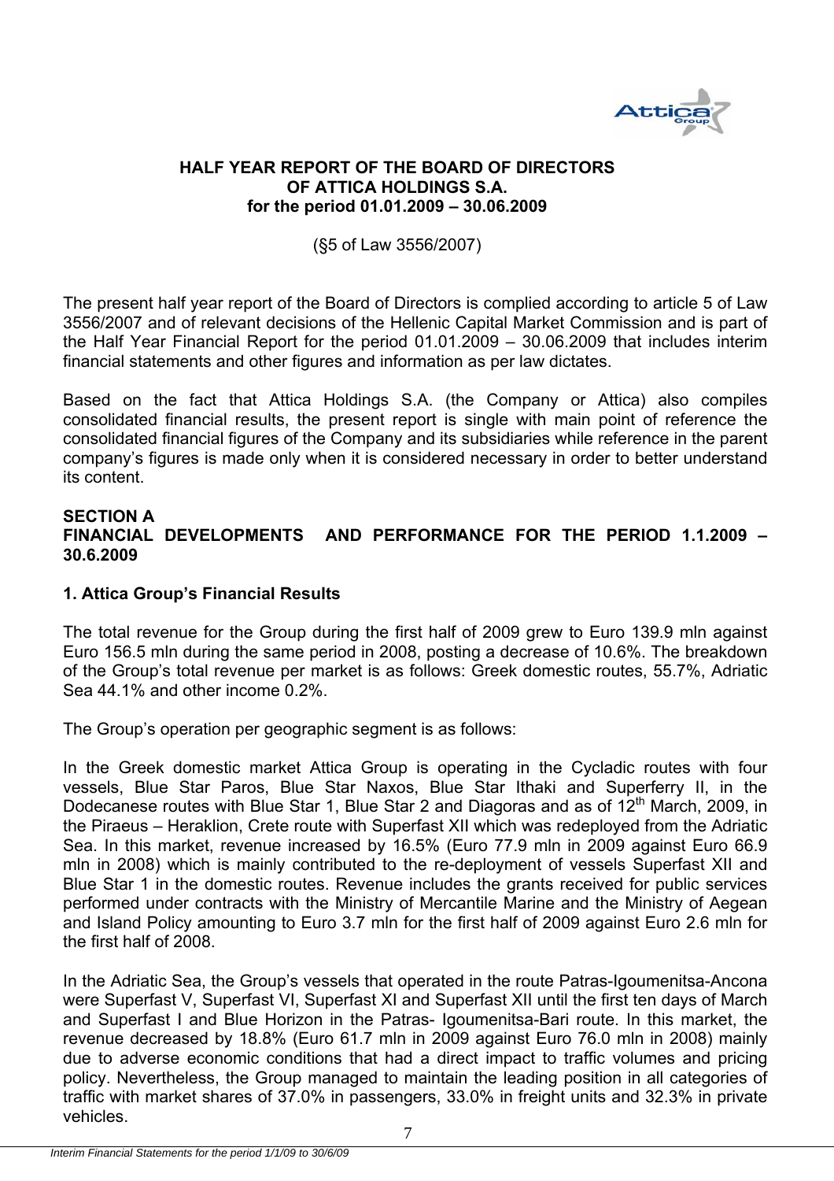**HALF YEAR REPORT OF THE BOARD OF DIRECTORS OF ATTICA HOLDINGS S.A. for the period 01.01.2009 – 30.06.2009**

(§5 of Law 3556/2007)

The present half year report of the Board of Directors is complied according to article 5 of Law 3556/2007 and of relevant decisions of the Hellenic Capital Market Commission and is part of the Half Year Financial Report for the period 01.01.2009 – 30.06.2009 that includes interim financial statements and other figures and information as per law dictates.

Based on the fact that Attica Holdings S.A. (the Company or Attica) also compiles consolidated financial results, the present report is single with main point of reference the consolidated financial figures of the Company and its subsidiaries while reference in the parent company's figures is made only when it is considered necessary in order to better understand its content.

**SECTION A**
**FINANCIAL DEVELOPMENTS AND PERFORMANCE FOR THE PERIOD 1.1.2009 – 30.6.2009**

**1. Attica Group's Financial Results**

The total revenue for the Group during the first half of 2009 grew to Euro 139.9 mln against Euro 156.5 mln during the same period in 2008, posting a decrease of 10.6%. The breakdown of the Group's total revenue per market is as follows: Greek domestic routes, 55.7%, Adriatic Sea 44.1% and other income 0.2%.

The Group's operation per geographic segment is as follows:

In the Greek domestic market Attica Group is operating in the Cycladic routes with four vessels, Blue Star Paros, Blue Star Naxos, Blue Star Ithaki and Superferry II, in the Dodecanese routes with Blue Star 1, Blue Star 2 and Diagoras and as of 12th March, 2009, in the Piraeus – Heraklion, Crete route with Superfast XII which was redeployed from the Adriatic Sea. In this market, revenue increased by 16.5% (Euro 77.9 mln in 2009 against Euro 66.9 mln in 2008) which is mainly contributed to the re-deployment of vessels Superfast XII and Blue Star 1 in the domestic routes. Revenue includes the grants received for public services performed under contracts with the Ministry of Mercantile Marine and the Ministry of Aegean and Island Policy amounting to Euro 3.7 mln for the first half of 2009 against Euro 2.6 mln for the first half of 2008.

In the Adriatic Sea, the Group's vessels that operated in the route Patras-Igoumenitsa-Ancona were Superfast V, Superfast VI, Superfast XI and Superfast XII until the first ten days of March and Superfast I and Blue Horizon in the Patras- Igoumenitsa-Bari route. In this market, the revenue decreased by 18.8% (Euro 61.7 mln in 2009 against Euro 76.0 mln in 2008) mainly due to adverse economic conditions that had a direct impact to traffic volumes and pricing policy. Nevertheless, the Group managed to maintain the leading position in all categories of traffic with market shares of 37.0% in passengers, 33.0% in freight units and 32.3% in private vehicles.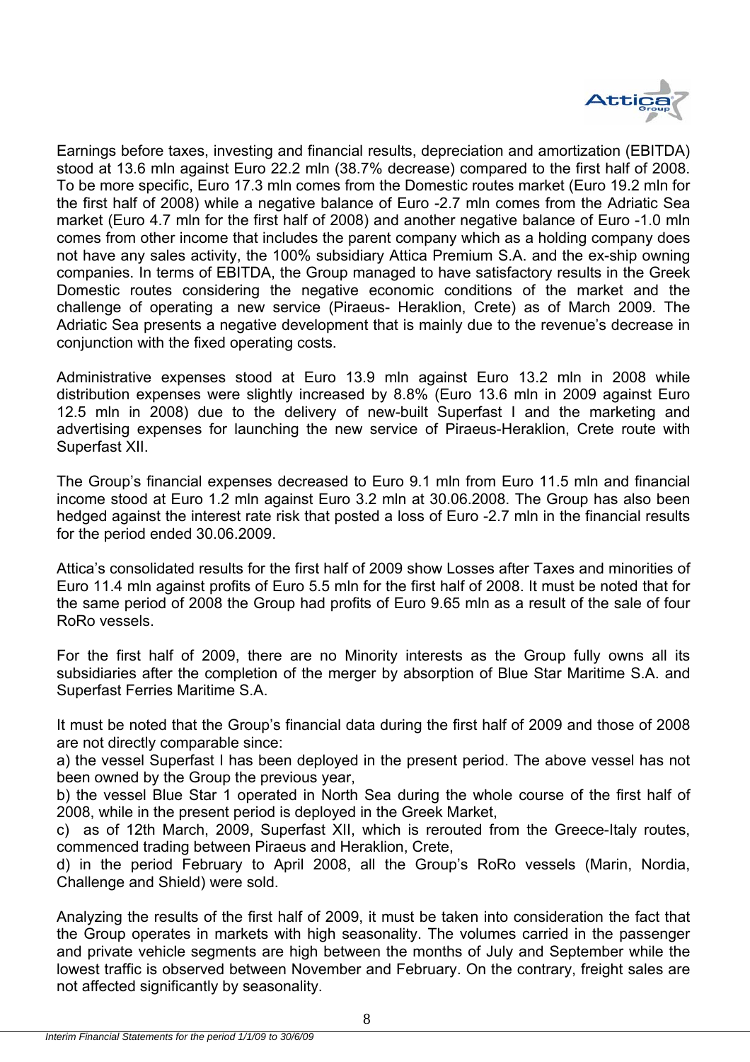Earnings before taxes, investing and financial results, depreciation and amortization (EBITDA) stood at 13.6 mln against Euro 22.2 mln (38.7% decrease) compared to the first half of 2008. To be more specific, Euro 17.3 mln comes from the Domestic routes market (Euro 19.2 mln for the first half of 2008) while a negative balance of Euro -2.7 mln comes from the Adriatic Sea market (Euro 4.7 mln for the first half of 2008) and another negative balance of Euro -1.0 mln comes from other income that includes the parent company which as a holding company does not have any sales activity, the 100% subsidiary Attica Premium S.A. and the ex-ship owning companies. In terms of EBITDA, the Group managed to have satisfactory results in the Greek Domestic routes considering the negative economic conditions of the market and the challenge of operating a new service (Piraeus- Heraklion, Crete) as of March 2009. The Adriatic Sea presents a negative development that is mainly due to the revenue's decrease in conjunction with the fixed operating costs.

Administrative expenses stood at Euro 13.9 mln against Euro 13.2 mln in 2008 while distribution expenses were slightly increased by 8.8% (Euro 13.6 mln in 2009 against Euro 12.5 mln in 2008) due to the delivery of new-built Superfast I and the marketing and advertising expenses for launching the new service of Piraeus-Heraklion, Crete route with Superfast XII.

The Group's financial expenses decreased to Euro 9.1 mln from Euro 11.5 mln and financial income stood at Euro 1.2 mln against Euro 3.2 mln at 30.06.2008. The Group has also been hedged against the interest rate risk that posted a loss of Euro -2.7 mln in the financial results for the period ended 30.06.2009.

Attica's consolidated results for the first half of 2009 show Losses after Taxes and minorities of Euro 11.4 mln against profits of Euro 5.5 mln for the first half of 2008. It must be noted that for the same period of 2008 the Group had profits of Euro 9.65 mln as a result of the sale of four RoRo vessels.

For the first half of 2009, there are no Minority interests as the Group fully owns all its subsidiaries after the completion of the merger by absorption of Blue Star Maritime S.A. and Superfast Ferries Maritime S.A.

It must be noted that the Group's financial data during the first half of 2009 and those of 2008 are not directly comparable since:

a) the vessel Superfast I has been deployed in the present period. The above vessel has not been owned by the Group the previous year,

b) the vessel Blue Star 1 operated in North Sea during the whole course of the first half of 2008, while in the present period is deployed in the Greek Market,

c) as of 12th March, 2009, Superfast XII, which is rerouted from the Greece-Italy routes, commenced trading between Piraeus and Heraklion, Crete,

d) in the period February to April 2008, all the Group's RoRo vessels (Marin, Nordia, Challenge and Shield) were sold.

Analyzing the results of the first half of 2009, it must be taken into consideration the fact that the Group operates in markets with high seasonality. The volumes carried in the passenger and private vehicle segments are high between the months of July and September while the lowest traffic is observed between November and February. On the contrary, freight sales are not affected significantly by seasonality.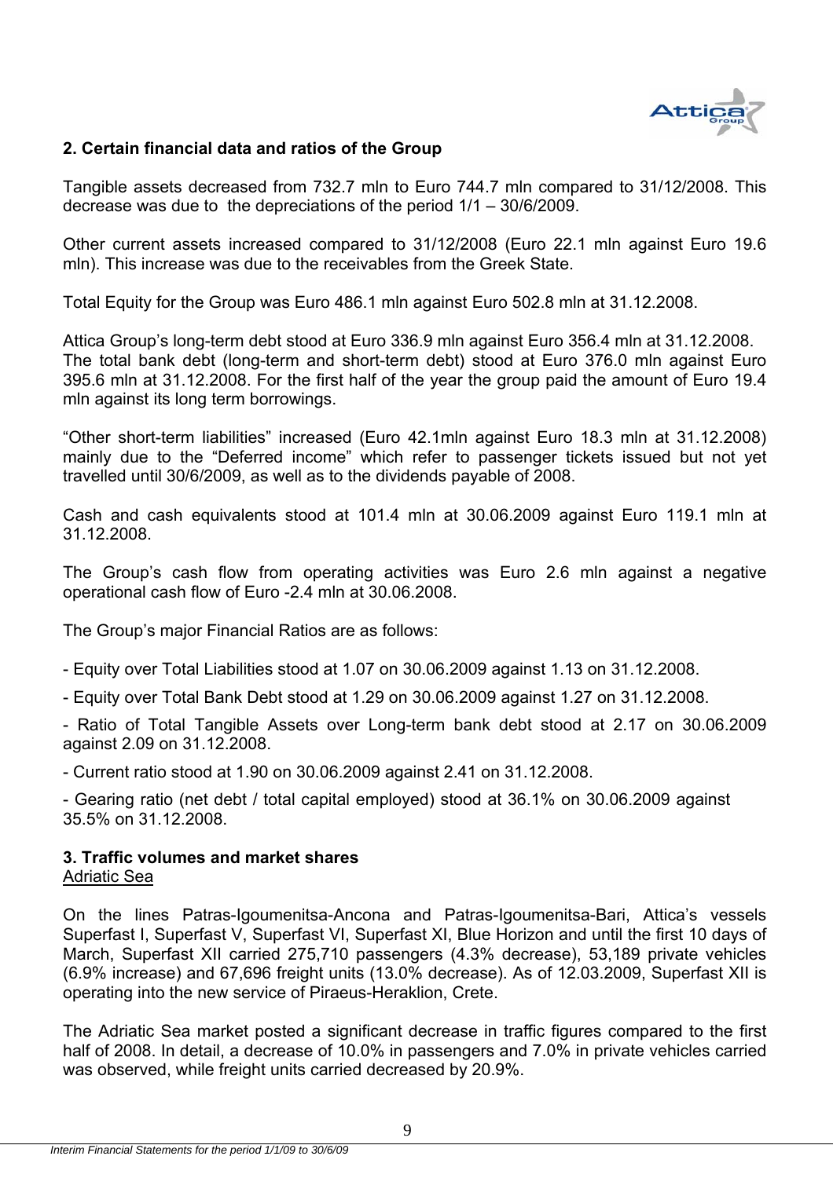## 2. Certain financial data and ratios of the Group

Tangible assets decreased from 732.7 mln to Euro 744.7 mln compared to 31/12/2008. This decrease was due to the depreciations of the period 1/1 – 30/6/2009.

Other current assets increased compared to 31/12/2008 (Euro 22.1 mln against Euro 19.6 mln). This increase was due to the receivables from the Greek State.

Total Equity for the Group was Euro 486.1 mln against Euro 502.8 mln at 31.12.2008.

Attica Group's long-term debt stood at Euro 336.9 mln against Euro 356.4 mln at 31.12.2008. The total bank debt (long-term and short-term debt) stood at Euro 376.0 mln against Euro 395.6 mln at 31.12.2008. For the first half of the year the group paid the amount of Euro 19.4 mln against its long term borrowings.

"Other short-term liabilities" increased (Euro 42.1mln against Euro 18.3 mln at 31.12.2008) mainly due to the "Deferred income" which refer to passenger tickets issued but not yet travelled until 30/6/2009, as well as to the dividends payable of 2008.

Cash and cash equivalents stood at 101.4 mln at 30.06.2009 against Euro 119.1 mln at 31.12.2008.

The Group's cash flow from operating activities was Euro 2.6 mln against a negative operational cash flow of Euro -2.4 mln at 30.06.2008.

The Group's major Financial Ratios are as follows:

- Equity over Total Liabilities stood at 1.07 on 30.06.2009 against 1.13 on 31.12.2008.
- Equity over Total Bank Debt stood at 1.29 on 30.06.2009 against 1.27 on 31.12.2008.
- Ratio of Total Tangible Assets over Long-term bank debt stood at 2.17 on 30.06.2009 against 2.09 on 31.12.2008.
- Current ratio stood at 1.90 on 30.06.2009 against 2.41 on 31.12.2008.
- Gearing ratio (net debt / total capital employed) stood at 36.1% on 30.06.2009 against 35.5% on 31.12.2008.

## 3. Traffic volumes and market shares

Adriatic Sea

On the lines Patras-Igoumenitsa-Ancona and Patras-Igoumenitsa-Bari, Attica's vessels Superfast I, Superfast V, Superfast VI, Superfast XI, Blue Horizon and until the first 10 days of March, Superfast XII carried 275,710 passengers (4.3% decrease), 53,189 private vehicles (6.9% increase) and 67,696 freight units (13.0% decrease). As of 12.03.2009, Superfast XII is operating into the new service of Piraeus-Heraklion, Crete.

The Adriatic Sea market posted a significant decrease in traffic figures compared to the first half of 2008. In detail, a decrease of 10.0% in passengers and 7.0% in private vehicles carried was observed, while freight units carried decreased by 20.9%.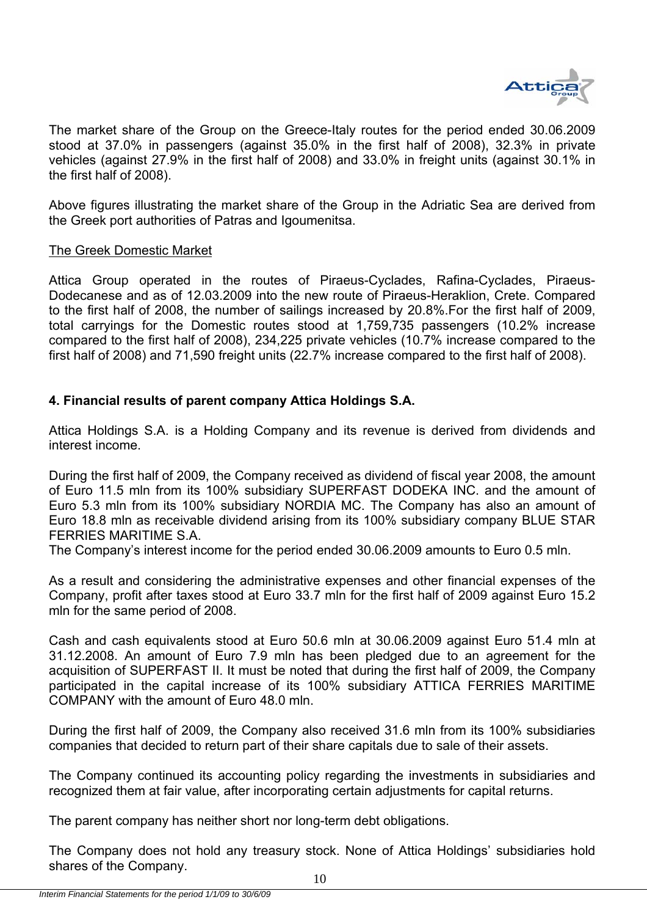The market share of the Group on the Greece-Italy routes for the period ended 30.06.2009 stood at 37.0% in passengers (against 35.0% in the first half of 2008), 32.3% in private vehicles (against 27.9% in the first half of 2008) and 33.0% in freight units (against 30.1% in the first half of 2008).

Above figures illustrating the market share of the Group in the Adriatic Sea are derived from the Greek port authorities of Patras and Igoumenitsa.

The Greek Domestic Market

Attica Group operated in the routes of Piraeus-Cyclades, Rafina-Cyclades, Piraeus-Dodecanese and as of 12.03.2009 into the new route of Piraeus-Heraklion, Crete. Compared to the first half of 2008, the number of sailings increased by 20.8%.For the first half of 2009, total carryings for the Domestic routes stood at 1,759,735 passengers (10.2% increase compared to the first half of 2008), 234,225 private vehicles (10.7% increase compared to the first half of 2008) and 71,590 freight units (22.7% increase compared to the first half of 2008).

### 4. Financial results of parent company Attica Holdings S.A.

Attica Holdings S.A. is a Holding Company and its revenue is derived from dividends and interest income.

During the first half of 2009, the Company received as dividend of fiscal year 2008, the amount of Euro 11.5 mln from its 100% subsidiary SUPERFAST DODEKA INC. and the amount of Euro 5.3 mln from its 100% subsidiary NORDIA MC. The Company has also an amount of Euro 18.8 mln as receivable dividend arising from its 100% subsidiary company BLUE STAR FERRIES MARITIME S.A.
The Company's interest income for the period ended 30.06.2009 amounts to Euro 0.5 mln.

As a result and considering the administrative expenses and other financial expenses of the Company, profit after taxes stood at Euro 33.7 mln for the first half of 2009 against Euro 15.2 mln for the same period of 2008.

Cash and cash equivalents stood at Euro 50.6 mln at 30.06.2009 against Euro 51.4 mln at 31.12.2008. An amount of Euro 7.9 mln has been pledged due to an agreement for the acquisition of SUPERFAST II. It must be noted that during the first half of 2009, the Company participated in the capital increase of its 100% subsidiary ATTICA FERRIES MARITIME COMPANY with the amount of Euro 48.0 mln.

During the first half of 2009, the Company also received 31.6 mln from its 100% subsidiaries companies that decided to return part of their share capitals due to sale of their assets.

The Company continued its accounting policy regarding the investments in subsidiaries and recognized them at fair value, after incorporating certain adjustments for capital returns.

The parent company has neither short nor long-term debt obligations.

The Company does not hold any treasury stock. None of Attica Holdings' subsidiaries hold shares of the Company.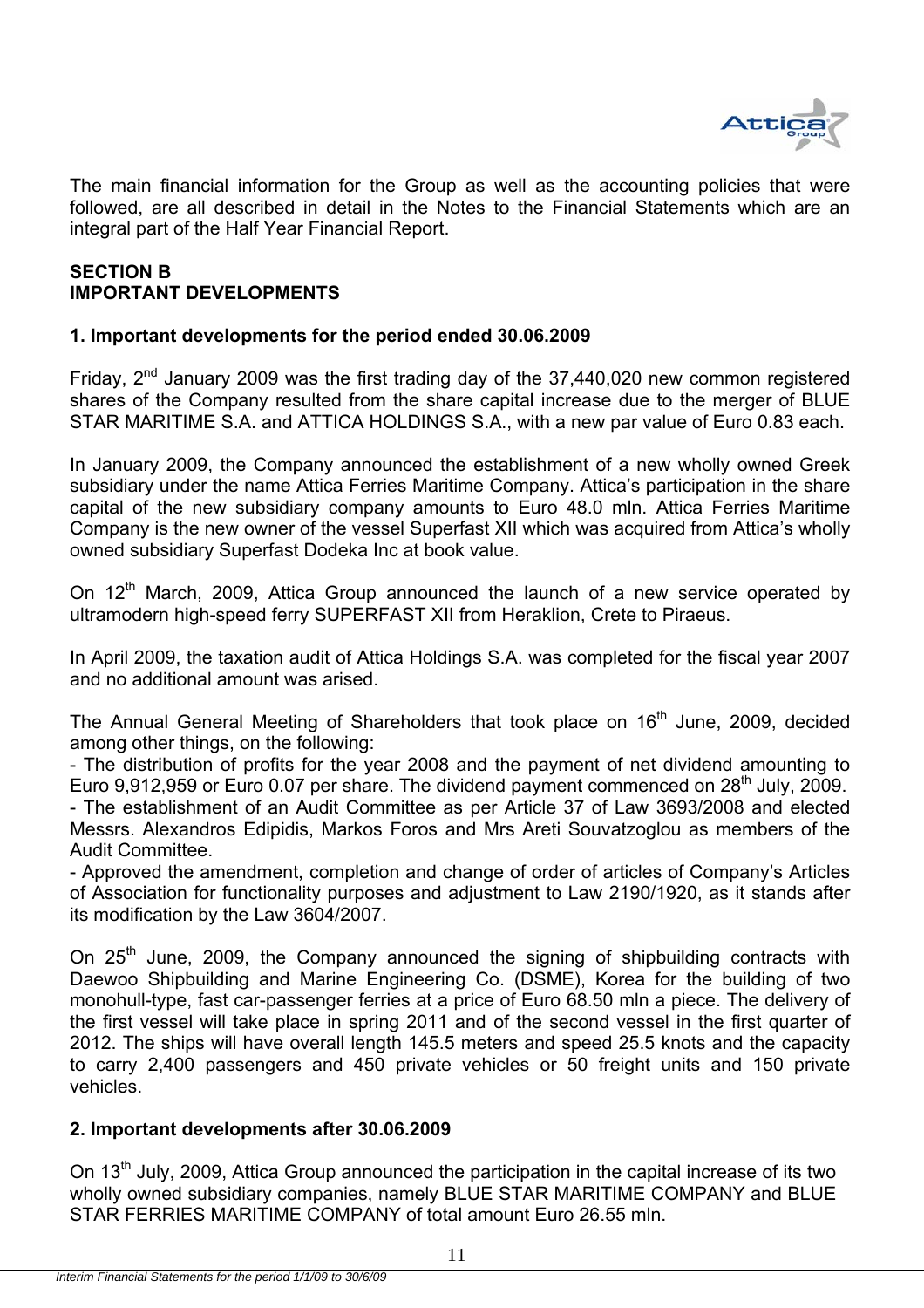The main financial information for the Group as well as the accounting policies that were followed, are all described in detail in the Notes to the Financial Statements which are an integral part of the Half Year Financial Report.

**SECTION B**
**IMPORTANT DEVELOPMENTS**

**1. Important developments for the period ended 30.06.2009**

Friday, 2nd January 2009 was the first trading day of the 37,440,020 new common registered shares of the Company resulted from the share capital increase due to the merger of BLUE STAR MARITIME S.A. and ATTICA HOLDINGS S.A., with a new par value of Euro 0.83 each.

In January 2009, the Company announced the establishment of a new wholly owned Greek subsidiary under the name Attica Ferries Maritime Company. Attica's participation in the share capital of the new subsidiary company amounts to Euro 48.0 mln. Attica Ferries Maritime Company is the new owner of the vessel Superfast XII which was acquired from Attica's wholly owned subsidiary Superfast Dodeka Inc at book value.

On 12th March, 2009, Attica Group announced the launch of a new service operated by ultramodern high-speed ferry SUPERFAST XII from Heraklion, Crete to Piraeus.

In April 2009, the taxation audit of Attica Holdings S.A. was completed for the fiscal year 2007 and no additional amount was arised.

The Annual General Meeting of Shareholders that took place on 16th June, 2009, decided among other things, on the following:

- The distribution of profits for the year 2008 and the payment of net dividend amounting to Euro 9,912,959 or Euro 0.07 per share. The dividend payment commenced on 28th July, 2009.
- The establishment of an Audit Committee as per Article 37 of Law 3693/2008 and elected Messrs. Alexandros Edipidis, Markos Foros and Mrs Areti Souvatzoglou as members of the Audit Committee.
- Approved the amendment, completion and change of order of articles of Company's Articles of Association for functionality purposes and adjustment to Law 2190/1920, as it stands after its modification by the Law 3604/2007.

On 25th June, 2009, the Company announced the signing of shipbuilding contracts with Daewoo Shipbuilding and Marine Engineering Co. (DSME), Korea for the building of two monohull-type, fast car-passenger ferries at a price of Euro 68.50 mln a piece. The delivery of the first vessel will take place in spring 2011 and of the second vessel in the first quarter of 2012. The ships will have overall length 145.5 meters and speed 25.5 knots and the capacity to carry 2,400 passengers and 450 private vehicles or 50 freight units and 150 private vehicles.

**2. Important developments after 30.06.2009**

On 13th July, 2009, Attica Group announced the participation in the capital increase of its two wholly owned subsidiary companies, namely BLUE STAR MARITIME COMPANY and BLUE STAR FERRIES MARITIME COMPANY of total amount Euro 26.55 mln.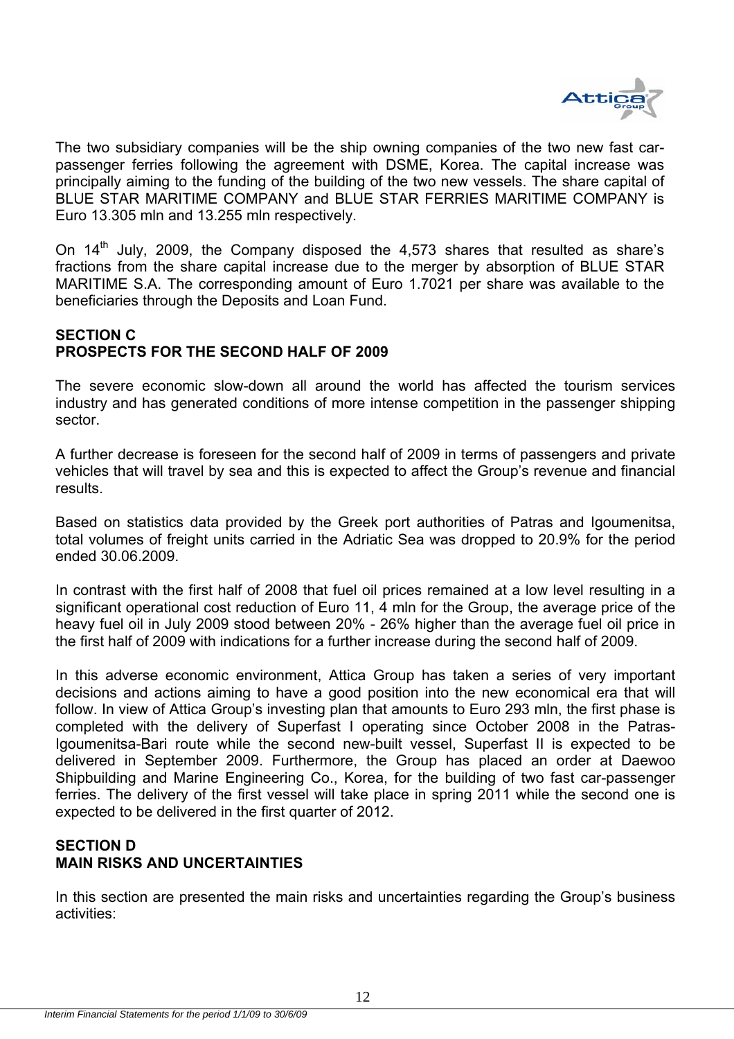The two subsidiary companies will be the ship owning companies of the two new fast car-passenger ferries following the agreement with DSME, Korea. The capital increase was principally aiming to the funding of the building of the two new vessels. The share capital of BLUE STAR MARITIME COMPANY and BLUE STAR FERRIES MARITIME COMPANY is Euro 13.305 mln and 13.255 mln respectively.

On 14th July, 2009, the Company disposed the 4,573 shares that resulted as share's fractions from the share capital increase due to the merger by absorption of BLUE STAR MARITIME S.A. The corresponding amount of Euro 1.7021 per share was available to the beneficiaries through the Deposits and Loan Fund.

## SECTION C
## PROSPECTS FOR THE SECOND HALF OF 2009

The severe economic slow-down all around the world has affected the tourism services industry and has generated conditions of more intense competition in the passenger shipping sector.

A further decrease is foreseen for the second half of 2009 in terms of passengers and private vehicles that will travel by sea and this is expected to affect the Group's revenue and financial results.

Based on statistics data provided by the Greek port authorities of Patras and Igoumenitsa, total volumes of freight units carried in the Adriatic Sea was dropped to 20.9% for the period ended 30.06.2009.

In contrast with the first half of 2008 that fuel oil prices remained at a low level resulting in a significant operational cost reduction of Euro 11, 4 mln for the Group, the average price of the heavy fuel oil in July 2009 stood between 20% - 26% higher than the average fuel oil price in the first half of 2009 with indications for a further increase during the second half of 2009.

In this adverse economic environment, Attica Group has taken a series of very important decisions and actions aiming to have a good position into the new economical era that will follow. In view of Attica Group's investing plan that amounts to Euro 293 mln, the first phase is completed with the delivery of Superfast I operating since October 2008 in the Patras-Igoumenitsa-Bari route while the second new-built vessel, Superfast II is expected to be delivered in September 2009. Furthermore, the Group has placed an order at Daewoo Shipbuilding and Marine Engineering Co., Korea, for the building of two fast car-passenger ferries. The delivery of the first vessel will take place in spring 2011 while the second one is expected to be delivered in the first quarter of 2012.

## SECTION D
## MAIN RISKS AND UNCERTAINTIES

In this section are presented the main risks and uncertainties regarding the Group's business activities: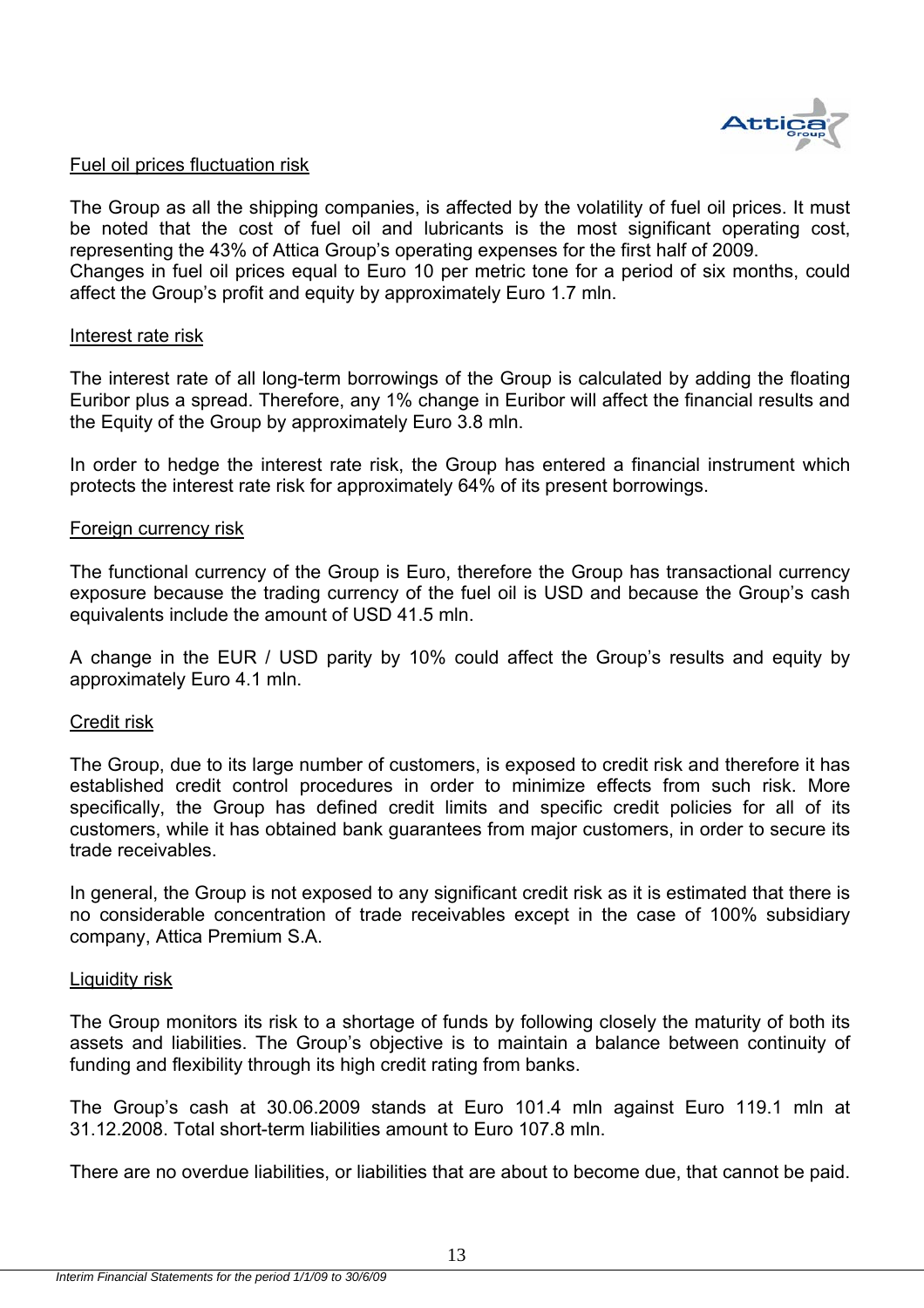Fuel oil prices fluctuation risk

The Group as all the shipping companies, is affected by the volatility of fuel oil prices. It must be noted that the cost of fuel oil and lubricants is the most significant operating cost, representing the 43% of Attica Group's operating expenses for the first half of 2009.
Changes in fuel oil prices equal to Euro 10 per metric tone for a period of six months, could affect the Group's profit and equity by approximately Euro 1.7 mln.

Interest rate risk

The interest rate of all long-term borrowings of the Group is calculated by adding the floating Euribor plus a spread. Therefore, any 1% change in Euribor will affect the financial results and the Equity of the Group by approximately Euro 3.8 mln.

In order to hedge the interest rate risk, the Group has entered a financial instrument which protects the interest rate risk for approximately 64% of its present borrowings.

Foreign currency risk

The functional currency of the Group is Euro, therefore the Group has transactional currency exposure because the trading currency of the fuel oil is USD and because the Group's cash equivalents include the amount of USD 41.5 mln.

A change in the EUR / USD parity by 10% could affect the Group's results and equity by approximately Euro 4.1 mln.

Credit risk

The Group, due to its large number of customers, is exposed to credit risk and therefore it has established credit control procedures in order to minimize effects from such risk. More specifically, the Group has defined credit limits and specific credit policies for all of its customers, while it has obtained bank guarantees from major customers, in order to secure its trade receivables.

In general, the Group is not exposed to any significant credit risk as it is estimated that there is no considerable concentration of trade receivables except in the case of 100% subsidiary company, Attica Premium S.A.

Liquidity risk

The Group monitors its risk to a shortage of funds by following closely the maturity of both its assets and liabilities. The Group's objective is to maintain a balance between continuity of funding and flexibility through its high credit rating from banks.

The Group's cash at 30.06.2009 stands at Euro 101.4 mln against Euro 119.1 mln at 31.12.2008. Total short-term liabilities amount to Euro 107.8 mln.

There are no overdue liabilities, or liabilities that are about to become due, that cannot be paid.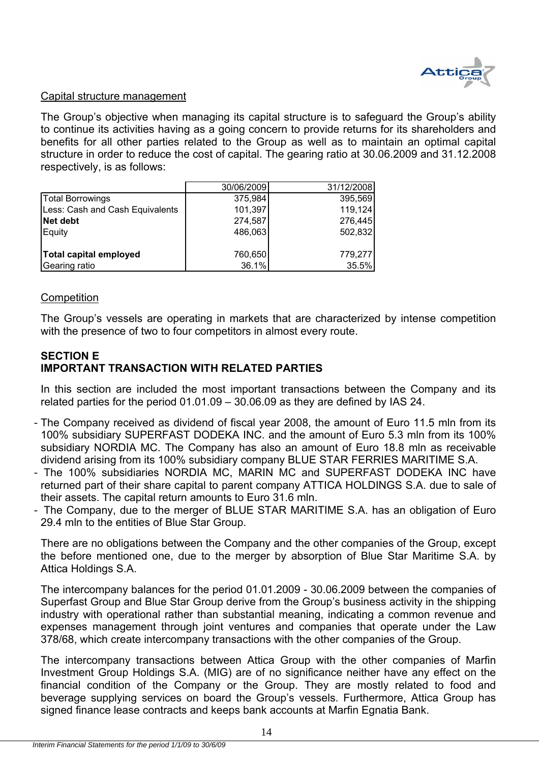## Capital structure management

The Group's objective when managing its capital structure is to safeguard the Group's ability to continue its activities having as a going concern to provide returns for its shareholders and benefits for all other parties related to the Group as well as to maintain an optimal capital structure in order to reduce the cost of capital. The gearing ratio at 30.06.2009 and 31.12.2008 respectively, is as follows:

| | 30/06/2009 | 31/12/2008 |
|---|---|---|
| Total Borrowings | 375,984 | 395,569 |
| Less: Cash and Cash Equivalents | 101,397 | 119,124 |
| **Net debt** | 274,587 | 276,445 |
| Equity | 486,063 | 502,832 |
| | | |
| **Total capital employed** | 760,650 | 779,277 |
| Gearing ratio | 36.1% | 35.5% |

## Competition

The Group's vessels are operating in markets that are characterized by intense competition with the presence of two to four competitors in almost every route.

## SECTION E
## IMPORTANT TRANSACTION WITH RELATED PARTIES

In this section are included the most important transactions between the Company and its related parties for the period 01.01.09 – 30.06.09 as they are defined by IAS 24.

- The Company received as dividend of fiscal year 2008, the amount of Euro 11.5 mln from its 100% subsidiary SUPERFAST DODEKA INC. and the amount of Euro 5.3 mln from its 100% subsidiary NORDIA MC. The Company has also an amount of Euro 18.8 mln as receivable dividend arising from its 100% subsidiary company BLUE STAR FERRIES MARITIME S.A.
- The 100% subsidiaries NORDIA MC, MARIN MC and SUPERFAST DODEKA INC have returned part of their share capital to parent company ATTICA HOLDINGS S.A. due to sale of their assets. The capital return amounts to Euro 31.6 mln.
- The Company, due to the merger of BLUE STAR MARITIME S.A. has an obligation of Euro 29.4 mln to the entities of Blue Star Group.

There are no obligations between the Company and the other companies of the Group, except the before mentioned one, due to the merger by absorption of Blue Star Maritime S.A. by Attica Holdings S.A.

The intercompany balances for the period 01.01.2009 - 30.06.2009 between the companies of Superfast Group and Blue Star Group derive from the Group's business activity in the shipping industry with operational rather than substantial meaning, indicating a common revenue and expenses management through joint ventures and companies that operate under the Law 378/68, which create intercompany transactions with the other companies of the Group.

The intercompany transactions between Attica Group with the other companies of Marfin Investment Group Holdings S.A. (MIG) are of no significance neither have any effect on the financial condition of the Company or the Group. They are mostly related to food and beverage supplying services on board the Group's vessels. Furthermore, Attica Group has signed finance lease contracts and keeps bank accounts at Marfin Egnatia Bank.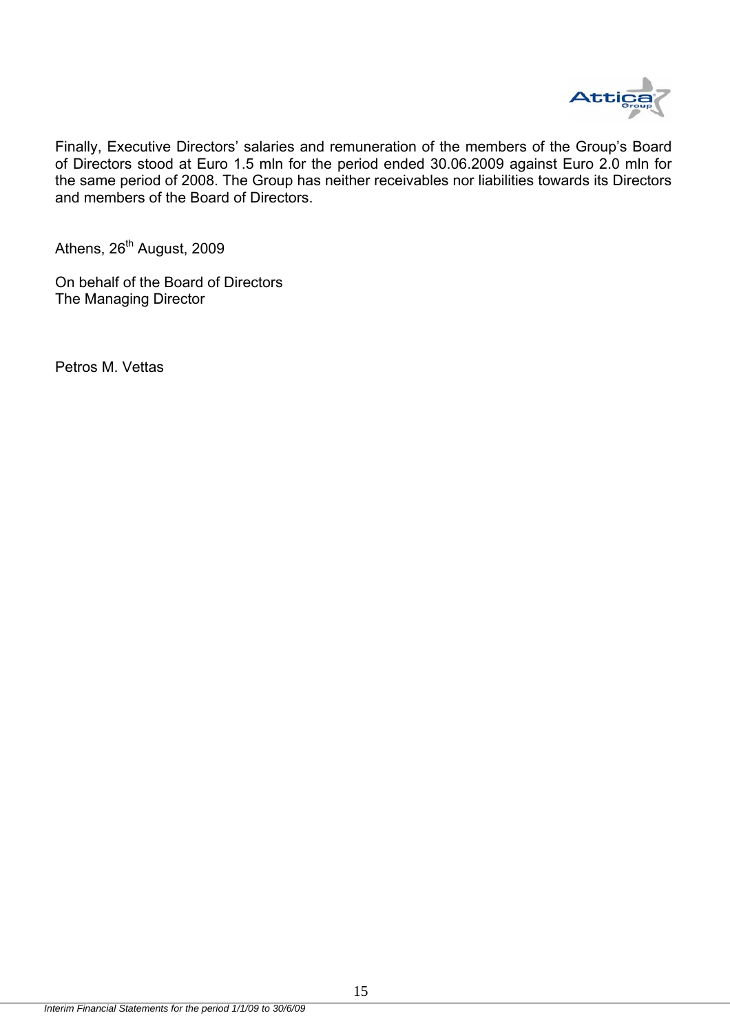Finally, Executive Directors' salaries and remuneration of the members of the Group's Board of Directors stood at Euro 1.5 mln for the period ended 30.06.2009 against Euro 2.0 mln for the same period of 2008. The Group has neither receivables nor liabilities towards its Directors and members of the Board of Directors.

Athens, 26th August, 2009

On behalf of the Board of Directors
The Managing Director

Petros M. Vettas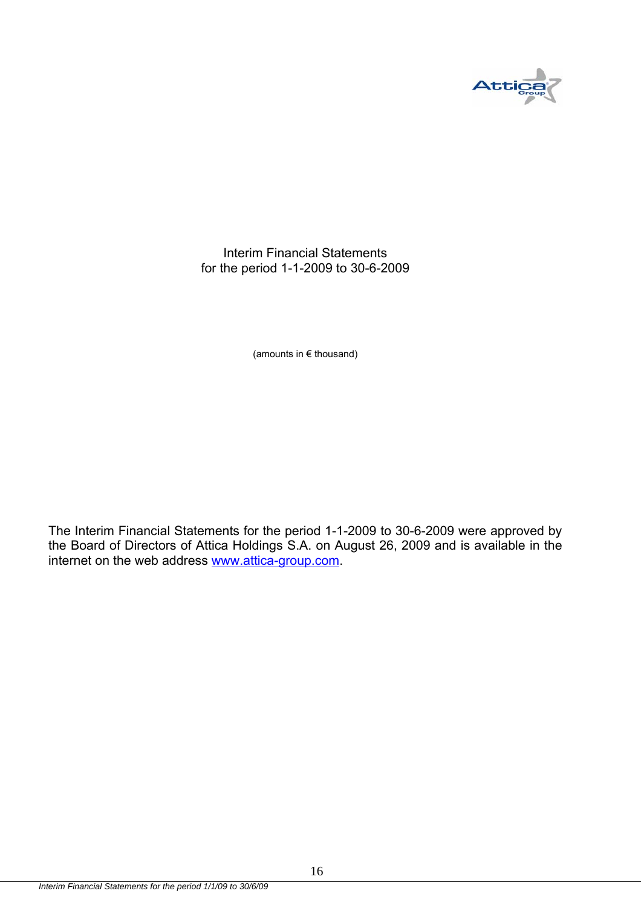Interim Financial Statements
for the period 1-1-2009 to 30-6-2009

(amounts in € thousand)

The Interim Financial Statements for the period 1-1-2009 to 30-6-2009 were approved by the Board of Directors of Attica Holdings S.A. on August 26, 2009 and is available in the internet on the web address www.attica-group.com.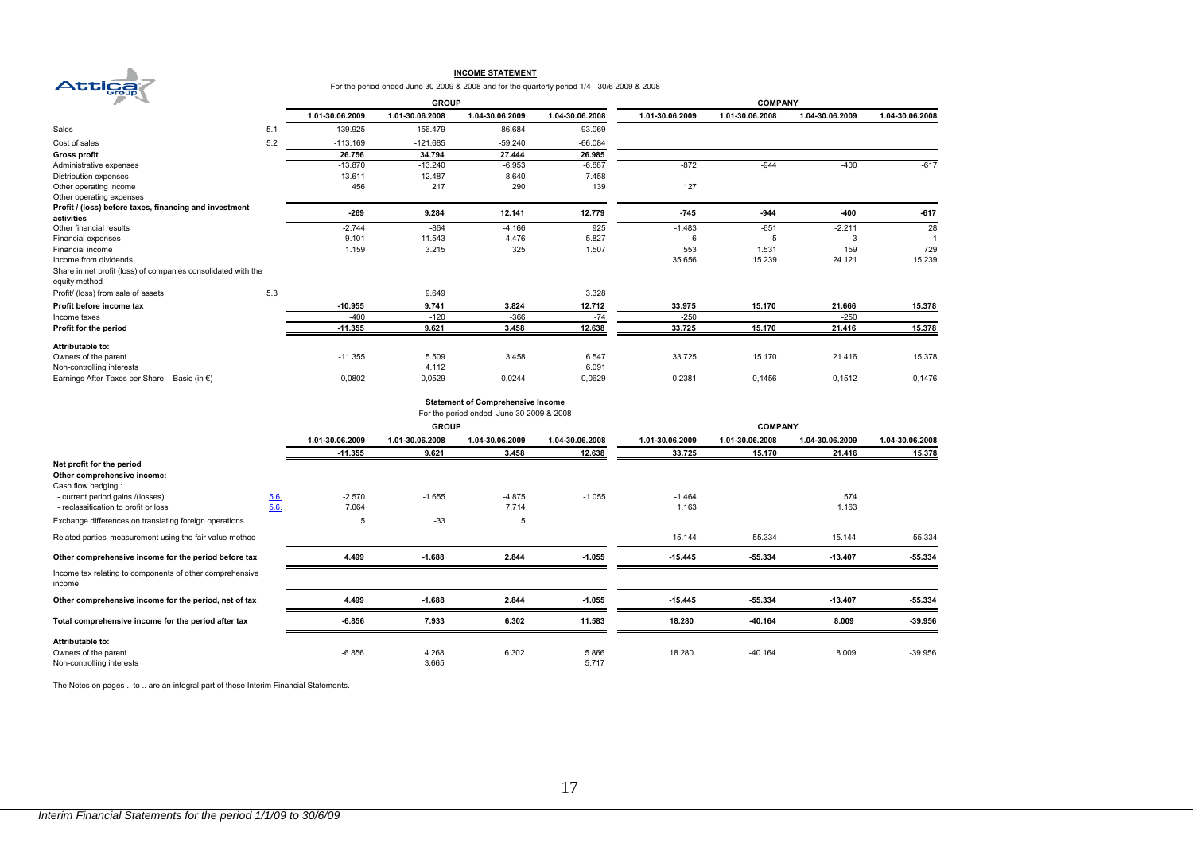## INCOME STATEMENT

For the period ended June 30 2009 & 2008 and for the quarterly period 1/4 - 30/6 2009 & 2008

| | | GROUP | | | | COMPANY | | | |
|---|---|---|---|---|---|---|---|---|---|
| | | 1.01-30.06.2009 | 1.01-30.06.2008 | 1.04-30.06.2009 | 1.04-30.06.2008 | 1.01-30.06.2009 | 1.01-30.06.2008 | 1.04-30.06.2009 | 1.04-30.06.2008 |
| Sales | 5.1 | 139.925 | 156.479 | 86.684 | 93.069 | | | | |
| Cost of sales | 5.2 | -113.169 | -121.685 | -59.240 | -66.084 | | | | |
| **Gross profit** | | **26.756** | **34.794** | **27.444** | **26.985** | | | | |
| Administrative expenses | | -13.870 | -13.240 | -6.953 | -6.887 | -872 | -944 | -400 | -617 |
| Distribution expenses | | -13.611 | -12.487 | -8.640 | -7.458 | | | | |
| Other operating income | | 456 | 217 | 290 | 139 | 127 | | | |
| Other operating expenses | | | | | | | | | |
| **Profit / (loss) before taxes, financing and investment activities** | | **-269** | **9.284** | **12.141** | **12.779** | **-745** | **-944** | **-400** | **-617** |
| Other financial results | | -2.744 | -864 | -4.166 | 925 | -1.483 | -651 | -2.211 | 28 |
| Financial expenses | | -9.101 | -11.543 | -4.476 | -5.827 | -6 | -5 | -3 | -1 |
| Financial income | | 1.159 | 3.215 | 325 | 1.507 | 553 | 1.531 | 159 | 729 |
| Income from dividends | | | | | | 35.656 | 15.239 | 24.121 | 15.239 |
| Share in net profit (loss) of companies consolidated with the equity method | | | | | | | | | |
| Profit/ (loss) from sale of assets | 5.3 | | 9.649 | | 3.328 | | | | |
| **Profit before income tax** | | **-10.955** | **9.741** | **3.824** | **12.712** | **33.975** | **15.170** | **21.666** | **15.378** |
| Income taxes | | -400 | -120 | -366 | -74 | -250 | | -250 | |
| **Profit for the period** | | **-11.355** | **9.621** | **3.458** | **12.638** | **33.725** | **15.170** | **21.416** | **15.378** |
| **Attributable to:** | | | | | | | | | |
| Owners of the parent | | -11.355 | 5.509 | 3.458 | 6.547 | 33.725 | 15.170 | 21.416 | 15.378 |
| Non-controlling interests | | | 4.112 | | 6.091 | | | | |
| Earnings After Taxes per Share - Basic (in €) | | -0,0802 | 0,0529 | 0,0244 | 0,0629 | 0,2381 | 0,1456 | 0,1512 | 0,1476 |

## Statement of Comprehensive Income

For the period ended June 30 2009 & 2008

| | | GROUP | | | | COMPANY | | | |
|---|---|---|---|---|---|---|---|---|---|
| | | 1.01-30.06.2009 | 1.01-30.06.2008 | 1.04-30.06.2009 | 1.04-30.06.2008 | 1.01-30.06.2009 | 1.01-30.06.2008 | 1.04-30.06.2009 | 1.04-30.06.2008 |
| **Net profit for the period** | | **-11.355** | **9.621** | **3.458** | **12.638** | **33.725** | **15.170** | **21.416** | **15.378** |
| **Other comprehensive income:** | | | | | | | | | |
| Cash flow hedging : | | | | | | | | | |
| - current period gains /(losses) | 5.6. | -2.570 | -1.655 | -4.875 | -1.055 | -1.464 | | 574 | |
| - reclassification to profit or loss | 5.6. | 7.064 | | 7.714 | | 1.163 | | 1.163 | |
| Exchange differences on translating foreign operations | | 5 | -33 | 5 | | | | | |
| Related parties' measurement using the fair value method | | | | | | -15.144 | -55.334 | -15.144 | -55.334 |
| **Other comprehensive income for the period before tax** | | **4.499** | **-1.688** | **2.844** | **-1.055** | **-15.445** | **-55.334** | **-13.407** | **-55.334** |
| Income tax relating to components of other comprehensive income | | | | | | | | | |
| **Other comprehensive income for the period, net of tax** | | **4.499** | **-1.688** | **2.844** | **-1.055** | **-15.445** | **-55.334** | **-13.407** | **-55.334** |
| **Total comprehensive income for the period after tax** | | **-6.856** | **7.933** | **6.302** | **11.583** | **18.280** | **-40.164** | **8.009** | **-39.956** |
| **Attributable to:** | | | | | | | | | |
| Owners of the parent | | -6.856 | 4.268 | 6.302 | 5.866 | 18.280 | -40.164 | 8.009 | -39.956 |
| Non-controlling interests | | | 3.665 | | 5.717 | | | | |

The Notes on pages .. to .. are an integral part of these Interim Financial Statements.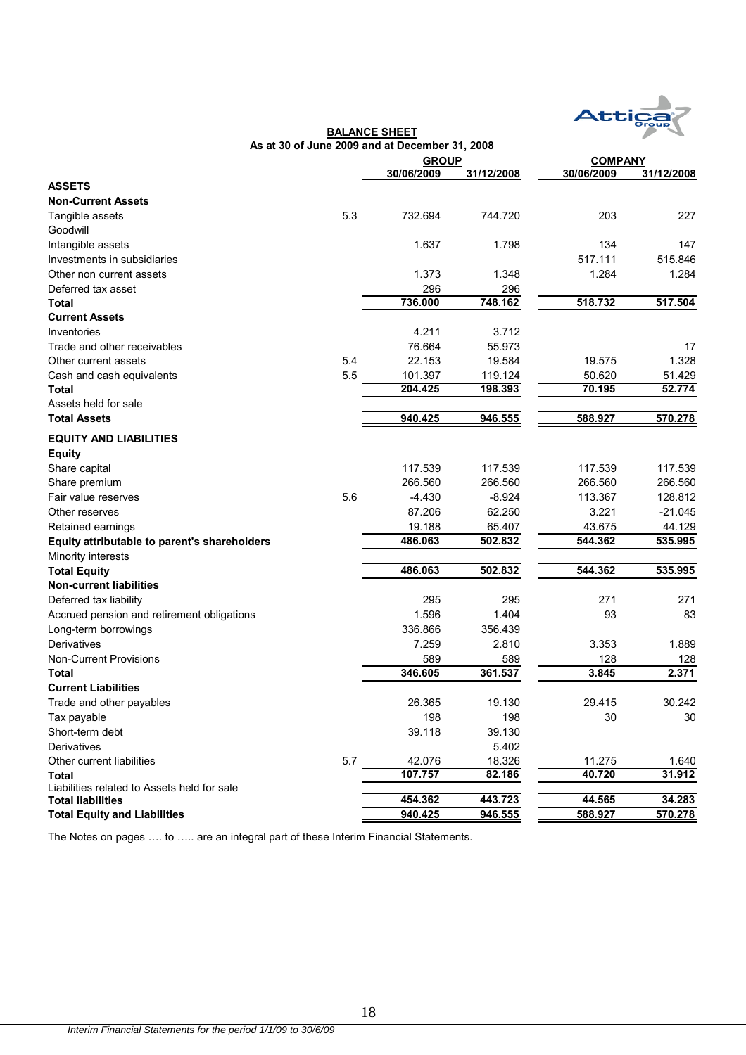## BALANCE SHEET

**As at 30 of June 2009 and at December 31, 2008**

| | | GROUP | | COMPANY | |
|---|---|---|---|---|---|
| | | 30/06/2009 | 31/12/2008 | 30/06/2009 | 31/12/2008 |
| **ASSETS** | | | | | |
| **Non-Current Assets** | | | | | |
| Tangible assets | 5.3 | 732.694 | 744.720 | 203 | 227 |
| Goodwill | | | | | |
| Intangible assets | | 1.637 | 1.798 | 134 | 147 |
| Investments in subsidiaries | | | | 517.111 | 515.846 |
| Other non current assets | | 1.373 | 1.348 | 1.284 | 1.284 |
| Deferred tax asset | | 296 | 296 | | |
| **Total** | | **736.000** | **748.162** | **518.732** | **517.504** |
| **Current Assets** | | | | | |
| Inventories | | 4.211 | 3.712 | | |
| Trade and other receivables | | 76.664 | 55.973 | | 17 |
| Other current assets | 5.4 | 22.153 | 19.584 | 19.575 | 1.328 |
| Cash and cash equivalents | 5.5 | 101.397 | 119.124 | 50.620 | 51.429 |
| **Total** | | **204.425** | **198.393** | **70.195** | **52.774** |
| Assets held for sale | | | | | |
| **Total Assets** | | **940.425** | **946.555** | **588.927** | **570.278** |
| **EQUITY AND LIABILITIES** | | | | | |
| **Equity** | | | | | |
| Share capital | | 117.539 | 117.539 | 117.539 | 117.539 |
| Share premium | | 266.560 | 266.560 | 266.560 | 266.560 |
| Fair value reserves | 5.6 | -4.430 | -8.924 | 113.367 | 128.812 |
| Other reserves | | 87.206 | 62.250 | 3.221 | -21.045 |
| Retained earnings | | 19.188 | 65.407 | 43.675 | 44.129 |
| **Equity attributable to parent's shareholders** | | **486.063** | **502.832** | **544.362** | **535.995** |
| Minority interests | | | | | |
| **Total Equity** | | **486.063** | **502.832** | **544.362** | **535.995** |
| **Non-current liabilities** | | | | | |
| Deferred tax liability | | 295 | 295 | 271 | 271 |
| Accrued pension and retirement obligations | | 1.596 | 1.404 | 93 | 83 |
| Long-term borrowings | | 336.866 | 356.439 | | |
| Derivatives | | 7.259 | 2.810 | 3.353 | 1.889 |
| Non-Current Provisions | | 589 | 589 | 128 | 128 |
| **Total** | | **346.605** | **361.537** | **3.845** | **2.371** |
| **Current Liabilities** | | | | | |
| Trade and other payables | | 26.365 | 19.130 | 29.415 | 30.242 |
| Tax payable | | 198 | 198 | 30 | 30 |
| Short-term debt | | 39.118 | 39.130 | | |
| Derivatives | | | 5.402 | | |
| Other current liabilities | 5.7 | 42.076 | 18.326 | 11.275 | 1.640 |
| **Total** | | **107.757** | **82.186** | **40.720** | **31.912** |
| Liabilities related to Assets held for sale | | | | | |
| **Total liabilities** | | **454.362** | **443.723** | **44.565** | **34.283** |
| **Total Equity and Liabilities** | | **940.425** | **946.555** | **588.927** | **570.278** |

The Notes on pages …. to ….. are an integral part of these Interim Financial Statements.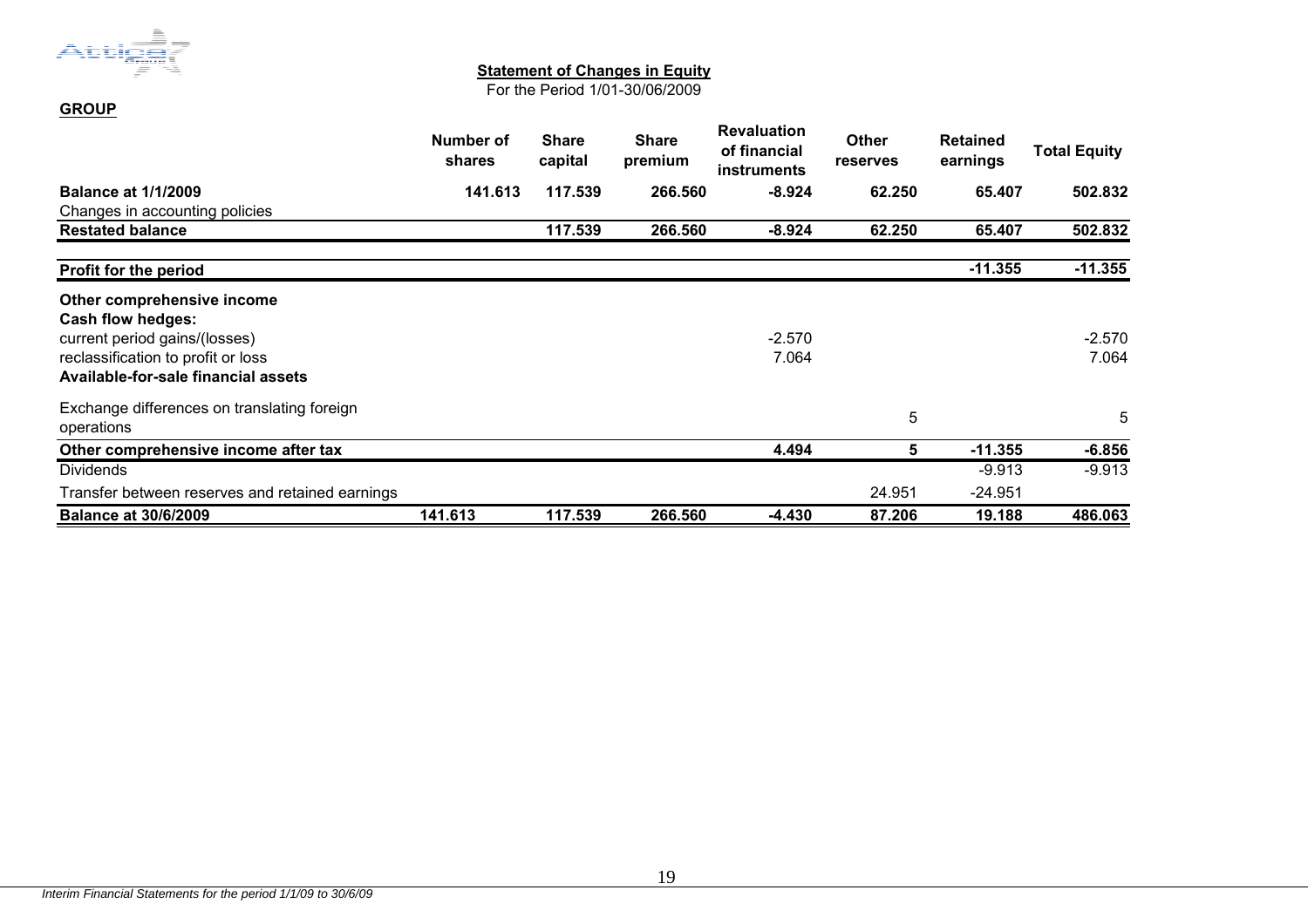## Statement of Changes in Equity

For the Period 1/01-30/06/2009

**GROUP**

| | Number of shares | Share capital | Share premium | Revaluation of financial instruments | Other reserves | Retained earnings | Total Equity |
|---|---|---|---|---|---|---|---|
| **Balance at 1/1/2009** | **141.613** | **117.539** | **266.560** | **-8.924** | **62.250** | **65.407** | **502.832** |
| Changes in accounting policies | | | | | | | |
| **Restated balance** | | **117.539** | **266.560** | **-8.924** | **62.250** | **65.407** | **502.832** |
| **Profit for the period** | | | | | | **-11.355** | **-11.355** |
| **Other comprehensive income** | | | | | | | |
| **Cash flow hedges:** | | | | | | | |
| current period gains/(losses) | | | | -2.570 | | | -2.570 |
| reclassification to profit or loss | | | | 7.064 | | | 7.064 |
| **Available-for-sale financial assets** | | | | | | | |
| Exchange differences on translating foreign operations | | | | | 5 | | 5 |
| **Other comprehensive income after tax** | | | | **4.494** | **5** | **-11.355** | **-6.856** |
| Dividends | | | | | | -9.913 | -9.913 |
| Transfer between reserves and retained earnings | | | | | 24.951 | -24.951 | |
| **Balance at 30/6/2009** | **141.613** | **117.539** | **266.560** | **-4.430** | **87.206** | **19.188** | **486.063** |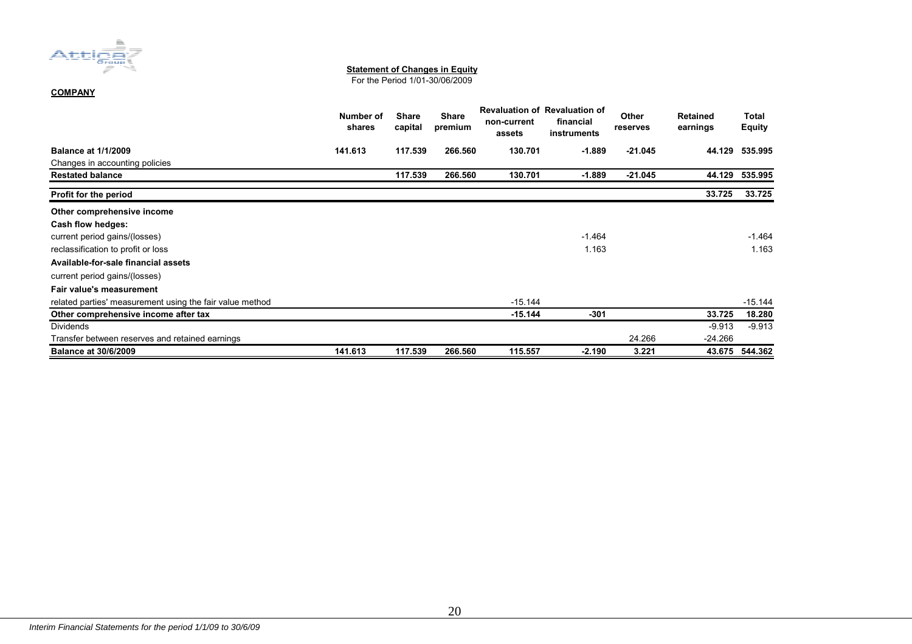**Statement of Changes in Equity**

For the Period 1/01-30/06/2009

**COMPANY**

| | Number of shares | Share capital | Share premium | Revaluation of non-current assets | Revaluation of financial instruments | Other reserves | Retained earnings | Total Equity |
|---|---|---|---|---|---|---|---|---|
| **Balance at 1/1/2009** | **141.613** | **117.539** | **266.560** | **130.701** | **-1.889** | **-21.045** | **44.129** | **535.995** |
| Changes in accounting policies | | | | | | | | |
| **Restated balance** | | **117.539** | **266.560** | **130.701** | **-1.889** | **-21.045** | **44.129** | **535.995** |
| **Profit for the period** | | | | | | | **33.725** | **33.725** |
| **Other comprehensive income** | | | | | | | | |
| **Cash flow hedges:** | | | | | | | | |
| current period gains/(losses) | | | | | -1.464 | | | -1.464 |
| reclassification to profit or loss | | | | | 1.163 | | | 1.163 |
| **Available-for-sale financial assets** | | | | | | | | |
| current period gains/(losses) | | | | | | | | |
| **Fair value's measurement** | | | | | | | | |
| related parties' measurement using the fair value method | | | | -15.144 | | | | -15.144 |
| **Other comprehensive income after tax** | | | | **-15.144** | **-301** | | **33.725** | **18.280** |
| Dividends | | | | | | | -9.913 | -9.913 |
| Transfer between reserves and retained earnings | | | | | | 24.266 | -24.266 | |
| **Balance at 30/6/2009** | **141.613** | **117.539** | **266.560** | **115.557** | **-2.190** | **3.221** | **43.675** | **544.362** |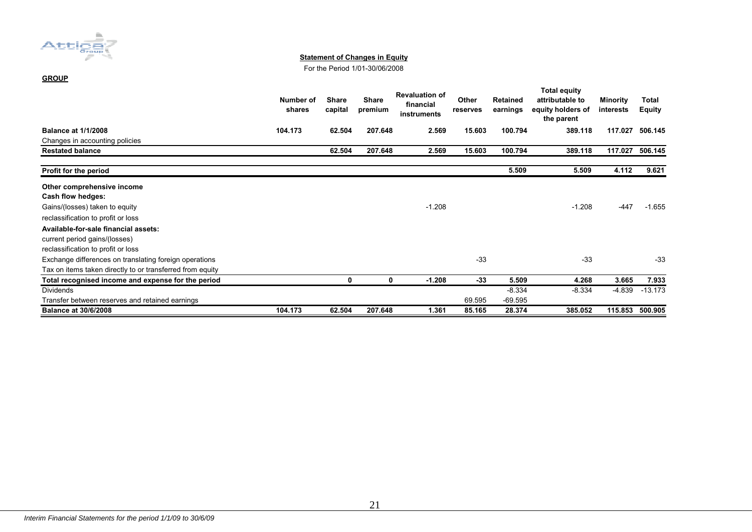**Statement of Changes in Equity**

For the Period 1/01-30/06/2008

**GROUP**

| | Number of shares | Share capital | Share premium | Revaluation of financial instruments | Other reserves | Retained earnings | Total equity attributable to equity holders of the parent | Minority interests | Total Equity |
|---|---|---|---|---|---|---|---|---|---|
| **Balance at 1/1/2008** | **104.173** | **62.504** | **207.648** | **2.569** | **15.603** | **100.794** | **389.118** | **117.027** | **506.145** |
| Changes in accounting policies | | | | | | | | | |
| **Restated balance** | | **62.504** | **207.648** | **2.569** | **15.603** | **100.794** | **389.118** | **117.027** | **506.145** |
| **Profit for the period** | | | | | | **5.509** | **5.509** | **4.112** | **9.621** |
| **Other comprehensive income** | | | | | | | | | |
| **Cash flow hedges:** | | | | | | | | | |
| Gains/(losses) taken to equity | | | | -1.208 | | | -1.208 | -447 | -1.655 |
| reclassification to profit or loss | | | | | | | | | |
| **Available-for-sale financial assets:** | | | | | | | | | |
| current period gains/(losses) | | | | | | | | | |
| reclassification to profit or loss | | | | | | | | | |
| Exchange differences on translating foreign operations | | | | | -33 | | -33 | | -33 |
| Tax on items taken directly to or transferred from equity | | | | | | | | | |
| **Total recognised income and expense for the period** | | **0** | **0** | **-1.208** | **-33** | **5.509** | **4.268** | **3.665** | **7.933** |
| Dividends | | | | | | -8.334 | -8.334 | -4.839 | -13.173 |
| Transfer between reserves and retained earnings | | | | | 69.595 | -69.595 | | | |
| **Balance at 30/6/2008** | **104.173** | **62.504** | **207.648** | **1.361** | **85.165** | **28.374** | **385.052** | **115.853** | **500.905** |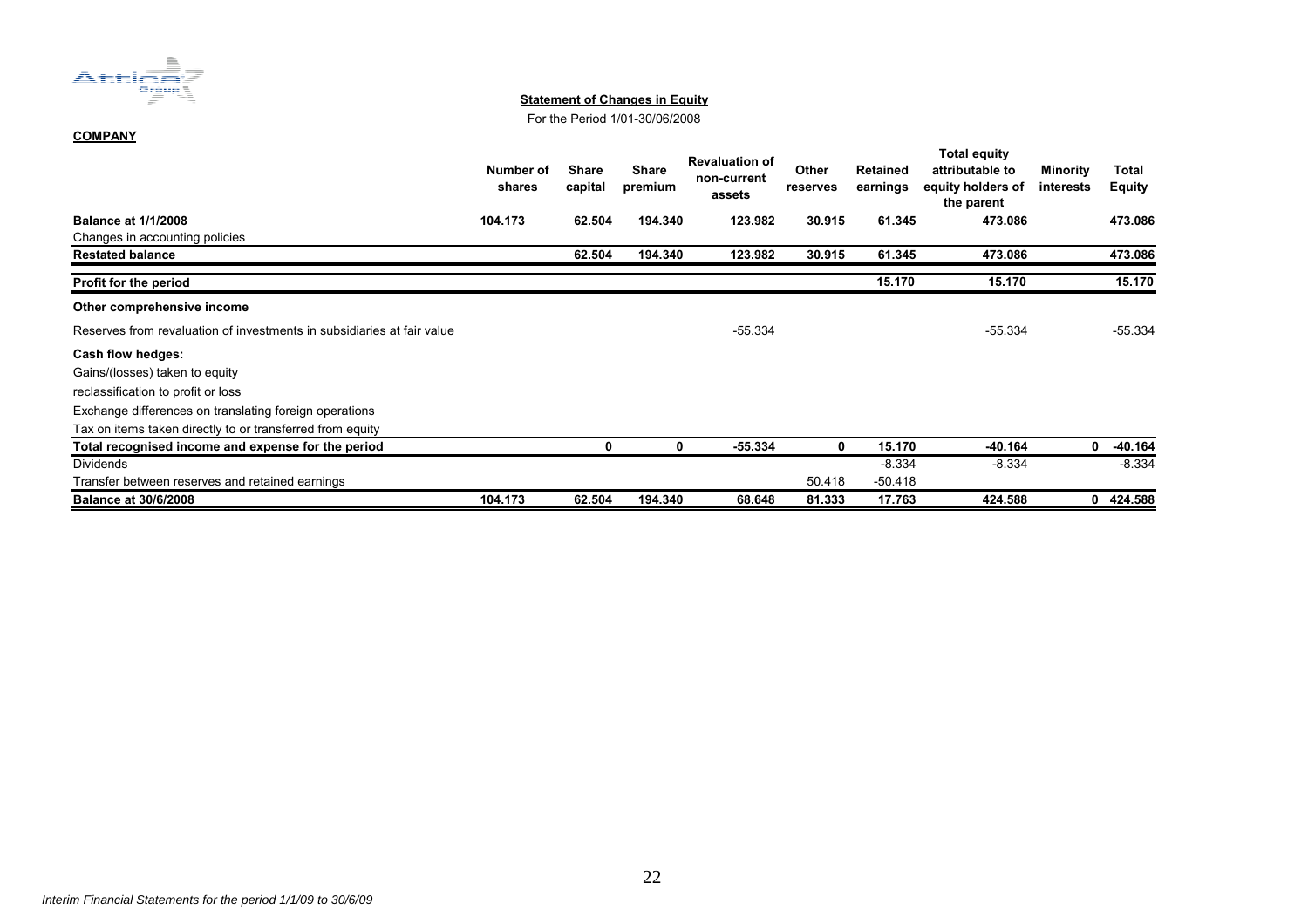**Statement of Changes in Equity**

For the Period 1/01-30/06/2008

**COMPANY**

| | Number of shares | Share capital | Share premium | Revaluation of non-current assets | Other reserves | Retained earnings | Total equity attributable to equity holders of the parent | Minority interests | Total Equity |
|---|---|---|---|---|---|---|---|---|---|
| **Balance at 1/1/2008** | **104.173** | **62.504** | **194.340** | **123.982** | **30.915** | **61.345** | **473.086** | | **473.086** |
| Changes in accounting policies | | | | | | | | | |
| **Restated balance** | | **62.504** | **194.340** | **123.982** | **30.915** | **61.345** | **473.086** | | **473.086** |
| **Profit for the period** | | | | | | **15.170** | **15.170** | | **15.170** |
| **Other comprehensive income** | | | | | | | | | |
| Reserves from revaluation of investments in subsidiaries at fair value | | | | -55.334 | | | -55.334 | | -55.334 |
| **Cash flow hedges:** | | | | | | | | | |
| Gains/(losses) taken to equity | | | | | | | | | |
| reclassification to profit or loss | | | | | | | | | |
| Exchange differences on translating foreign operations | | | | | | | | | |
| Tax on items taken directly to or transferred from equity | | | | | | | | | |
| **Total recognised income and expense for the period** | | **0** | **0** | **-55.334** | **0** | **15.170** | **-40.164** | **0** | **-40.164** |
| Dividends | | | | | | -8.334 | -8.334 | | -8.334 |
| Transfer between reserves and retained earnings | | | | | 50.418 | -50.418 | | | |
| **Balance at 30/6/2008** | **104.173** | **62.504** | **194.340** | **68.648** | **81.333** | **17.763** | **424.588** | **0** | **424.588** |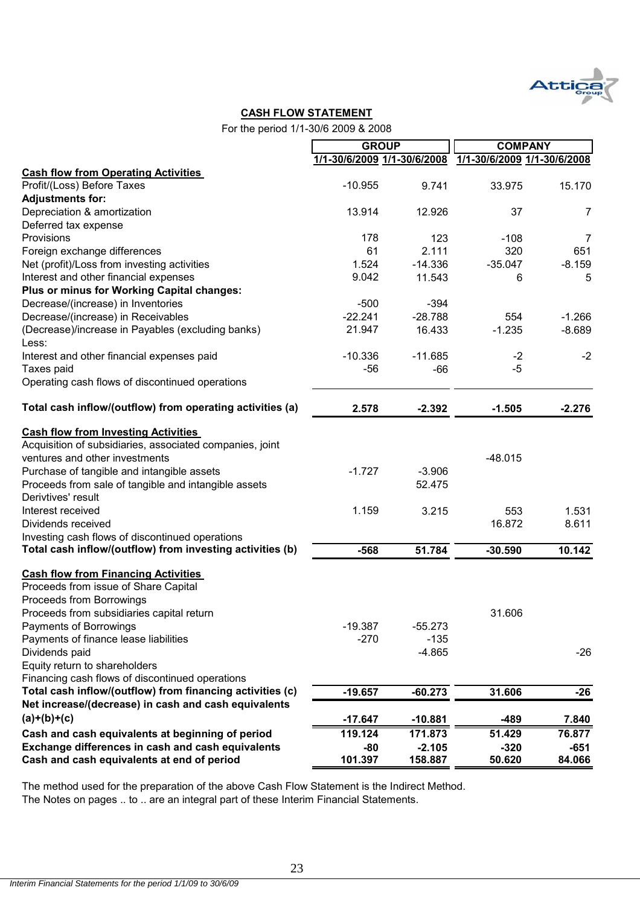## CASH FLOW STATEMENT

For the period 1/1-30/6 2009 & 2008

| | GROUP | | COMPANY | |
|---|---|---|---|---|
| | 1/1-30/6/2009 | 1/1-30/6/2008 | 1/1-30/6/2009 | 1/1-30/6/2008 |
| **Cash flow from Operating Activities** | | | | |
| Profit/(Loss) Before Taxes | -10.955 | 9.741 | 33.975 | 15.170 |
| **Adjustments for:** | | | | |
| Depreciation & amortization | 13.914 | 12.926 | 37 | 7 |
| Deferred tax expense | | | | |
| Provisions | 178 | 123 | -108 | 7 |
| Foreign exchange differences | 61 | 2.111 | 320 | 651 |
| Net (profit)/Loss from investing activities | 1.524 | -14.336 | -35.047 | -8.159 |
| Interest and other financial expenses | 9.042 | 11.543 | 6 | 5 |
| **Plus or minus for Working Capital changes:** | | | | |
| Decrease/(increase) in Inventories | -500 | -394 | | |
| Decrease/(increase) in Receivables | -22.241 | -28.788 | 554 | -1.266 |
| (Decrease)/increase in Payables (excluding banks) | 21.947 | 16.433 | -1.235 | -8.689 |
| Less: | | | | |
| Interest and other financial expenses paid | -10.336 | -11.685 | -2 | -2 |
| Taxes paid | -56 | -66 | -5 | |
| Operating cash flows of discontinued operations | | | | |
| **Total cash inflow/(outflow) from operating activities (a)** | **2.578** | **-2.392** | **-1.505** | **-2.276** |
| **Cash flow from Investing Activities** | | | | |
| Acquisition of subsidiaries, associated companies, joint ventures and other investments | | | -48.015 | |
| Purchase of tangible and intangible assets | -1.727 | -3.906 | | |
| Proceeds from sale of tangible and intangible assets | | 52.475 | | |
| Derivtives' result | | | | |
| Interest received | 1.159 | 3.215 | 553 | 1.531 |
| Dividends received | | | 16.872 | 8.611 |
| Investing cash flows of discontinued operations | | | | |
| **Total cash inflow/(outflow) from investing activities (b)** | **-568** | **51.784** | **-30.590** | **10.142** |
| **Cash flow from Financing Activities** | | | | |
| Proceeds from issue of Share Capital | | | | |
| Proceeds from Borrowings | | | | |
| Proceeds from subsidiaries capital return | | | 31.606 | |
| Payments of Borrowings | -19.387 | -55.273 | | |
| Payments of finance lease liabilities | -270 | -135 | | |
| Dividends paid | | -4.865 | | -26 |
| Equity return to shareholders | | | | |
| Financing cash flows of discontinued operations | | | | |
| **Total cash inflow/(outflow) from financing activities (c)** | **-19.657** | **-60.273** | **31.606** | **-26** |
| **Net increase/(decrease) in cash and cash equivalents (a)+(b)+(c)** | **-17.647** | **-10.881** | **-489** | **7.840** |
| **Cash and cash equivalents at beginning of period** | **119.124** | **171.873** | **51.429** | **76.877** |
| **Exchange differences in cash and cash equivalents** | **-80** | **-2.105** | **-320** | **-651** |
| **Cash and cash equivalents at end of period** | **101.397** | **158.887** | **50.620** | **84.066** |

The method used for the preparation of the above Cash Flow Statement is the Indirect Method.

The Notes on pages .. to .. are an integral part of these Interim Financial Statements.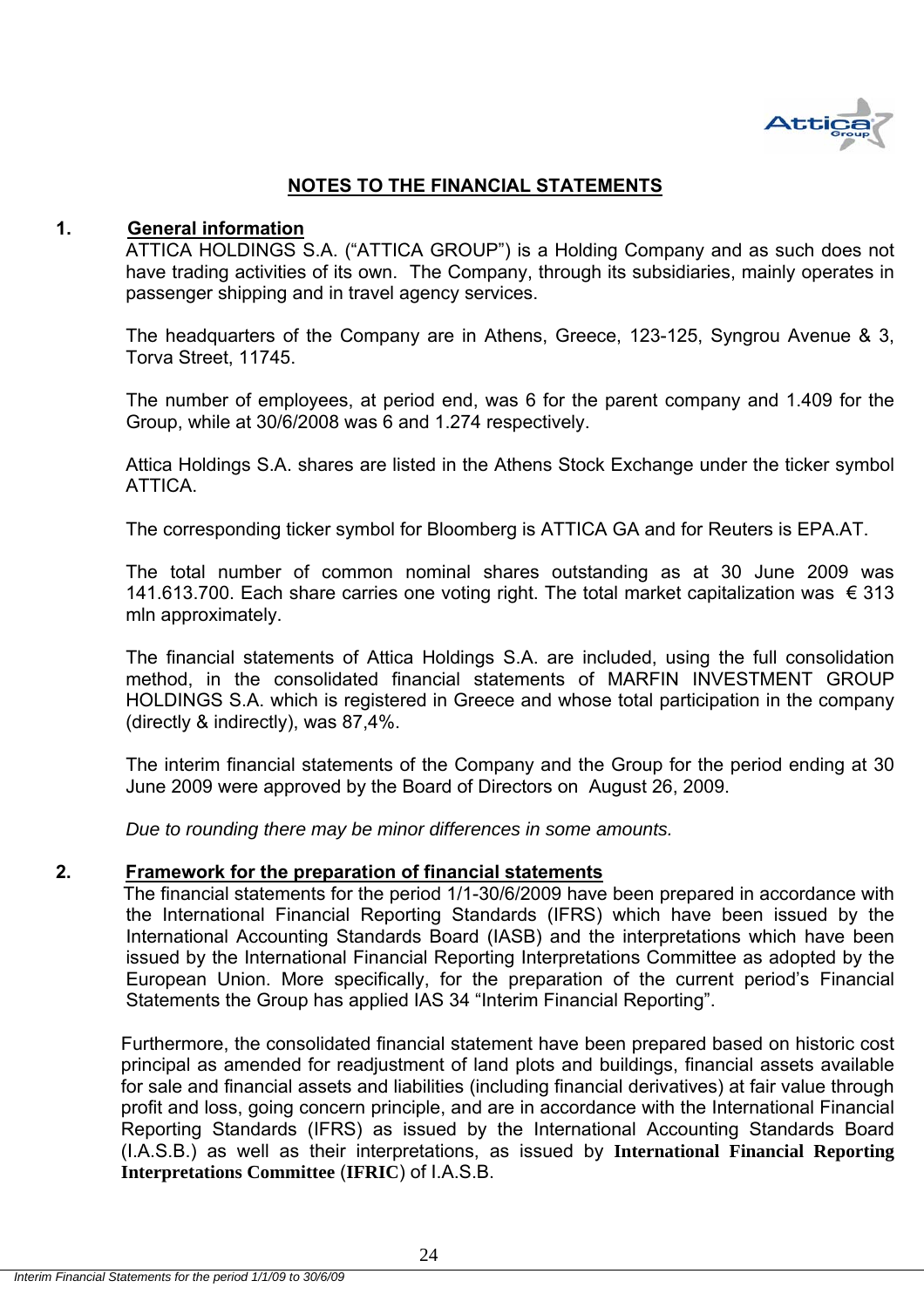# NOTES TO THE FINANCIAL STATEMENTS

## 1. General information

ATTICA HOLDINGS S.A. ("ATTICA GROUP") is a Holding Company and as such does not have trading activities of its own. The Company, through its subsidiaries, mainly operates in passenger shipping and in travel agency services.

The headquarters of the Company are in Athens, Greece, 123-125, Syngrou Avenue & 3, Torva Street, 11745.

The number of employees, at period end, was 6 for the parent company and 1.409 for the Group, while at 30/6/2008 was 6 and 1.274 respectively.

Attica Holdings S.A. shares are listed in the Athens Stock Exchange under the ticker symbol ATTICA.

The corresponding ticker symbol for Bloomberg is ATTICA GA and for Reuters is EPA.AT.

The total number of common nominal shares outstanding as at 30 June 2009 was 141.613.700. Each share carries one voting right. The total market capitalization was € 313 mln approximately.

The financial statements of Attica Holdings S.A. are included, using the full consolidation method, in the consolidated financial statements of MARFIN INVESTMENT GROUP HOLDINGS S.A. which is registered in Greece and whose total participation in the company (directly & indirectly), was 87,4%.

The interim financial statements of the Company and the Group for the period ending at 30 June 2009 were approved by the Board of Directors on August 26, 2009.

*Due to rounding there may be minor differences in some amounts.*

## 2. Framework for the preparation of financial statements

The financial statements for the period 1/1-30/6/2009 have been prepared in accordance with the International Financial Reporting Standards (IFRS) which have been issued by the International Accounting Standards Board (IASB) and the interpretations which have been issued by the International Financial Reporting Interpretations Committee as adopted by the European Union. More specifically, for the preparation of the current period's Financial Statements the Group has applied IAS 34 "Interim Financial Reporting".

Furthermore, the consolidated financial statement have been prepared based on historic cost principal as amended for readjustment of land plots and buildings, financial assets available for sale and financial assets and liabilities (including financial derivatives) at fair value through profit and loss, going concern principle, and are in accordance with the International Financial Reporting Standards (IFRS) as issued by the International Accounting Standards Board (I.A.S.B.) as well as their interpretations, as issued by **International Financial Reporting Interpretations Committee** (**IFRIC**) of I.A.S.B.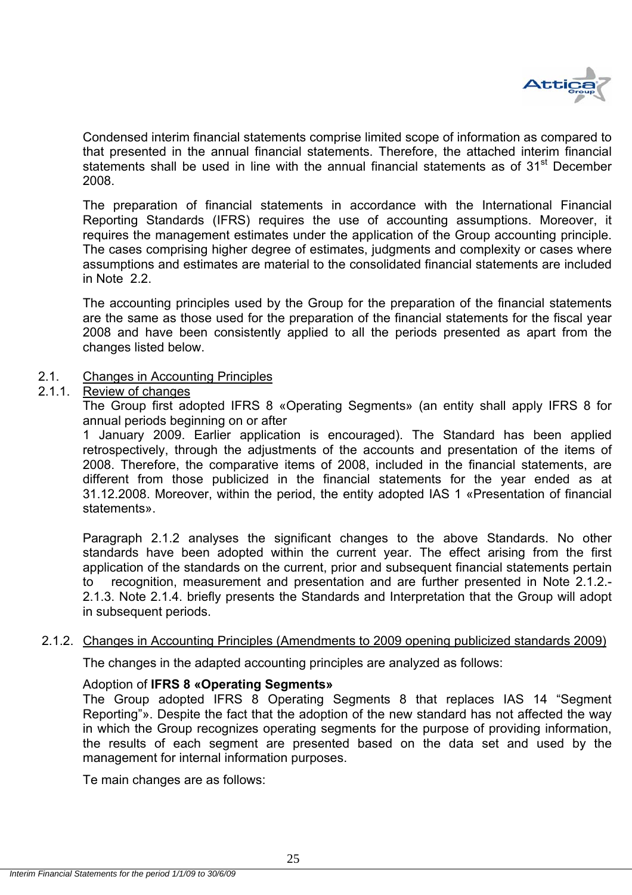Condensed interim financial statements comprise limited scope of information as compared to that presented in the annual financial statements. Therefore, the attached interim financial statements shall be used in line with the annual financial statements as of 31st December 2008.

The preparation of financial statements in accordance with the International Financial Reporting Standards (IFRS) requires the use of accounting assumptions. Moreover, it requires the management estimates under the application of the Group accounting principle. The cases comprising higher degree of estimates, judgments and complexity or cases where assumptions and estimates are material to the consolidated financial statements are included in Note 2.2.

The accounting principles used by the Group for the preparation of the financial statements are the same as those used for the preparation of the financial statements for the fiscal year 2008 and have been consistently applied to all the periods presented as apart from the changes listed below.

## 2.1. Changes in Accounting Principles

### 2.1.1. Review of changes

The Group first adopted IFRS 8 «Operating Segments» (an entity shall apply IFRS 8 for annual periods beginning on or after
1 January 2009. Earlier application is encouraged). The Standard has been applied retrospectively, through the adjustments of the accounts and presentation of the items of 2008. Therefore, the comparative items of 2008, included in the financial statements, are different from those publicized in the financial statements for the year ended as at 31.12.2008. Moreover, within the period, the entity adopted IAS 1 «Presentation of financial statements».

Paragraph 2.1.2 analyses the significant changes to the above Standards. No other standards have been adopted within the current year. The effect arising from the first application of the standards on the current, prior and subsequent financial statements pertain to recognition, measurement and presentation and are further presented in Note 2.1.2.-2.1.3. Note 2.1.4. briefly presents the Standards and Interpretation that the Group will adopt in subsequent periods.

### 2.1.2. Changes in Accounting Principles (Amendments to 2009 opening publicized standards 2009)

The changes in the adapted accounting principles are analyzed as follows:

Adoption of **IFRS 8 «Operating Segments»**
The Group adopted IFRS 8 Operating Segments 8 that replaces IAS 14 “Segment Reporting”». Despite the fact that the adoption of the new standard has not affected the way in which the Group recognizes operating segments for the purpose of providing information, the results of each segment are presented based on the data set and used by the management for internal information purposes.

Te main changes are as follows: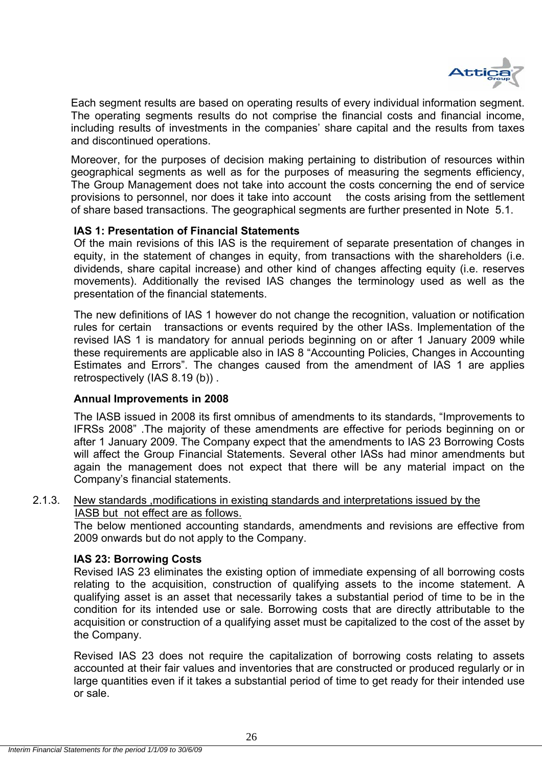Each segment results are based on operating results of every individual information segment. The operating segments results do not comprise the financial costs and financial income, including results of investments in the companies' share capital and the results from taxes and discontinued operations.

Moreover, for the purposes of decision making pertaining to distribution of resources within geographical segments as well as for the purposes of measuring the segments efficiency, The Group Management does not take into account the costs concerning the end of service provisions to personnel, nor does it take into account the costs arising from the settlement of share based transactions. The geographical segments are further presented in Note 5.1.

**IAS 1: Presentation of Financial Statements**

Of the main revisions of this IAS is the requirement of separate presentation of changes in equity, in the statement of changes in equity, from transactions with the shareholders (i.e. dividends, share capital increase) and other kind of changes affecting equity (i.e. reserves movements). Additionally the revised IAS changes the terminology used as well as the presentation of the financial statements.

The new definitions of IAS 1 however do not change the recognition, valuation or notification rules for certain transactions or events required by the other IASs. Implementation of the revised IAS 1 is mandatory for annual periods beginning on or after 1 January 2009 while these requirements are applicable also in IAS 8 "Accounting Policies, Changes in Accounting Estimates and Errors". The changes caused from the amendment of IAS 1 are applies retrospectively (IAS 8.19 (b)) .

**Annual Improvements in 2008**

The IASB issued in 2008 its first omnibus of amendments to its standards, "Improvements to IFRSs 2008" .The majority of these amendments are effective for periods beginning on or after 1 January 2009. The Company expect that the amendments to IAS 23 Borrowing Costs will affect the Group Financial Statements. Several other IASs had minor amendments but again the management does not expect that there will be any material impact on the Company's financial statements.

2.1.3. New standards ,modifications in existing standards and interpretations issued by the IASB but not effect are as follows.

The below mentioned accounting standards, amendments and revisions are effective from 2009 onwards but do not apply to the Company.

**IAS 23: Borrowing Costs**

Revised IAS 23 eliminates the existing option of immediate expensing of all borrowing costs relating to the acquisition, construction of qualifying assets to the income statement. A qualifying asset is an asset that necessarily takes a substantial period of time to be in the condition for its intended use or sale. Borrowing costs that are directly attributable to the acquisition or construction of a qualifying asset must be capitalized to the cost of the asset by the Company.

Revised IAS 23 does not require the capitalization of borrowing costs relating to assets accounted at their fair values and inventories that are constructed or produced regularly or in large quantities even if it takes a substantial period of time to get ready for their intended use or sale.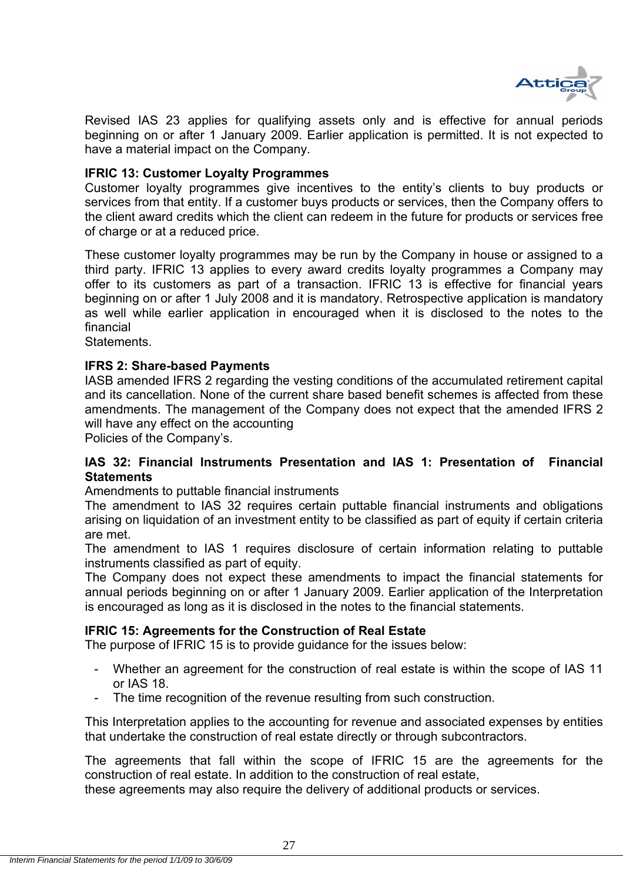Revised IAS 23 applies for qualifying assets only and is effective for annual periods beginning on or after 1 January 2009. Earlier application is permitted. It is not expected to have a material impact on the Company.

**IFRIC 13: Customer Loyalty Programmes**

Customer loyalty programmes give incentives to the entity's clients to buy products or services from that entity. If a customer buys products or services, then the Company offers to the client award credits which the client can redeem in the future for products or services free of charge or at a reduced price.

These customer loyalty programmes may be run by the Company in house or assigned to a third party. IFRIC 13 applies to every award credits loyalty programmes a Company may offer to its customers as part of a transaction. IFRIC 13 is effective for financial years beginning on or after 1 July 2008 and it is mandatory. Retrospective application is mandatory as well while earlier application in encouraged when it is disclosed to the notes to the financial Statements.

**IFRS 2: Share-based Payments**

IASB amended IFRS 2 regarding the vesting conditions of the accumulated retirement capital and its cancellation. None of the current share based benefit schemes is affected from these amendments. The management of the Company does not expect that the amended IFRS 2 will have any effect on the accounting Policies of the Company's.

**IAS 32: Financial Instruments Presentation and IAS 1: Presentation of Financial Statements**

Amendments to puttable financial instruments

The amendment to IAS 32 requires certain puttable financial instruments and obligations arising on liquidation of an investment entity to be classified as part of equity if certain criteria are met.

The amendment to IAS 1 requires disclosure of certain information relating to puttable instruments classified as part of equity.

The Company does not expect these amendments to impact the financial statements for annual periods beginning on or after 1 January 2009. Earlier application of the Interpretation is encouraged as long as it is disclosed in the notes to the financial statements.

**IFRIC 15: Agreements for the Construction of Real Estate**

The purpose of IFRIC 15 is to provide guidance for the issues below:

- Whether an agreement for the construction of real estate is within the scope of IAS 11 or IAS 18.
- The time recognition of the revenue resulting from such construction.

This Interpretation applies to the accounting for revenue and associated expenses by entities that undertake the construction of real estate directly or through subcontractors.

The agreements that fall within the scope of IFRIC 15 are the agreements for the construction of real estate. In addition to the construction of real estate, these agreements may also require the delivery of additional products or services.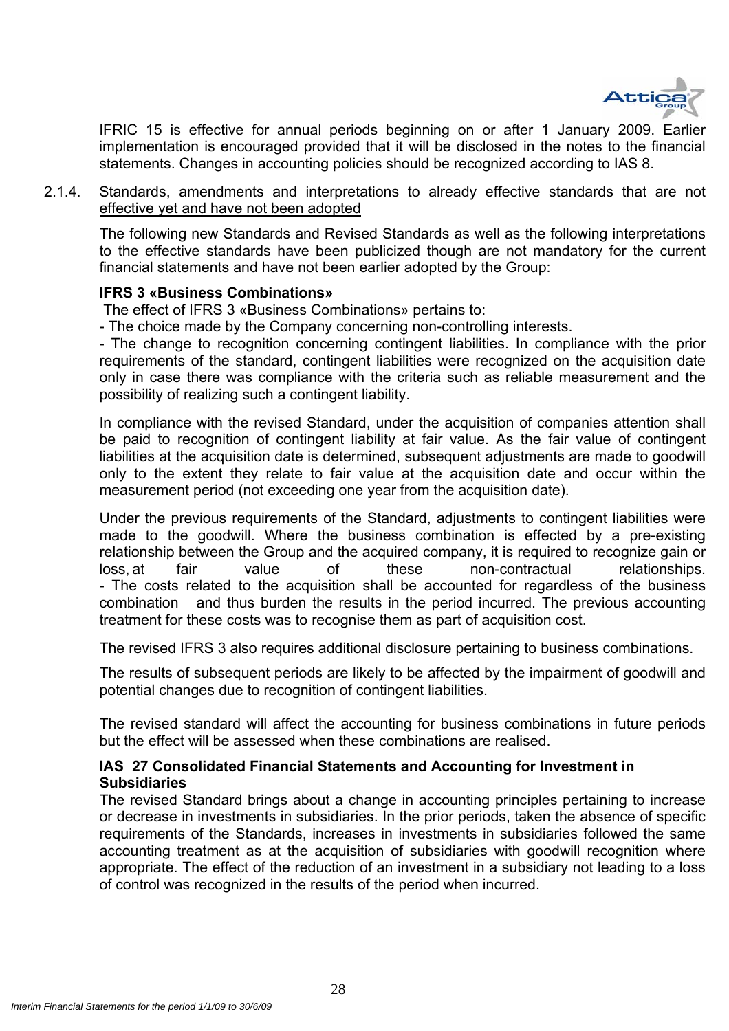IFRIC 15 is effective for annual periods beginning on or after 1 January 2009. Earlier implementation is encouraged provided that it will be disclosed in the notes to the financial statements. Changes in accounting policies should be recognized according to IAS 8.

2.1.4. Standards, amendments and interpretations to already effective standards that are not effective yet and have not been adopted

The following new Standards and Revised Standards as well as the following interpretations to the effective standards have been publicized though are not mandatory for the current financial statements and have not been earlier adopted by the Group:

**IFRS 3 «Business Combinations»**

The effect of IFRS 3 «Business Combinations» pertains to:

- The choice made by the Company concerning non-controlling interests.
- The change to recognition concerning contingent liabilities. In compliance with the prior requirements of the standard, contingent liabilities were recognized on the acquisition date only in case there was compliance with the criteria such as reliable measurement and the possibility of realizing such a contingent liability.

In compliance with the revised Standard, under the acquisition of companies attention shall be paid to recognition of contingent liability at fair value. As the fair value of contingent liabilities at the acquisition date is determined, subsequent adjustments are made to goodwill only to the extent they relate to fair value at the acquisition date and occur within the measurement period (not exceeding one year from the acquisition date).

Under the previous requirements of the Standard, adjustments to contingent liabilities were made to the goodwill. Where the business combination is effected by a pre-existing relationship between the Group and the acquired company, it is required to recognize gain or loss, at fair value of these non-contractual relationships.

- The costs related to the acquisition shall be accounted for regardless of the business combination and thus burden the results in the period incurred. The previous accounting treatment for these costs was to recognise them as part of acquisition cost.

The revised IFRS 3 also requires additional disclosure pertaining to business combinations.

The results of subsequent periods are likely to be affected by the impairment of goodwill and potential changes due to recognition of contingent liabilities.

The revised standard will affect the accounting for business combinations in future periods but the effect will be assessed when these combinations are realised.

**IAS 27 Consolidated Financial Statements and Accounting for Investment in Subsidiaries**

The revised Standard brings about a change in accounting principles pertaining to increase or decrease in investments in subsidiaries. In the prior periods, taken the absence of specific requirements of the Standards, increases in investments in subsidiaries followed the same accounting treatment as at the acquisition of subsidiaries with goodwill recognition where appropriate. The effect of the reduction of an investment in a subsidiary not leading to a loss of control was recognized in the results of the period when incurred.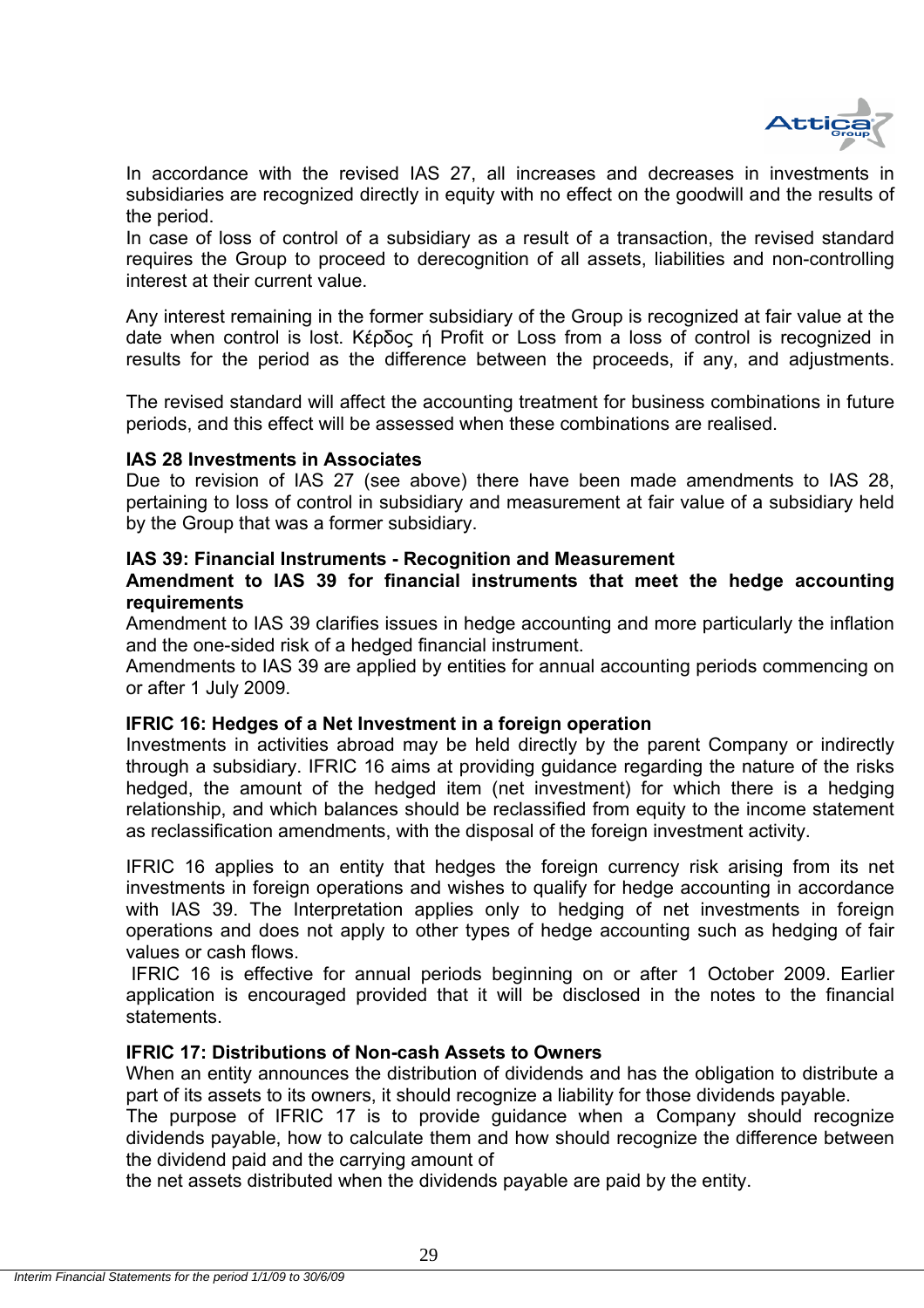In accordance with the revised IAS 27, all increases and decreases in investments in subsidiaries are recognized directly in equity with no effect on the goodwill and the results of the period.
In case of loss of control of a subsidiary as a result of a transaction, the revised standard requires the Group to proceed to derecognition of all assets, liabilities and non-controlling interest at their current value.

Any interest remaining in the former subsidiary of the Group is recognized at fair value at the date when control is lost. Κέρδος ή Profit or Loss from a loss of control is recognized in results for the period as the difference between the proceeds, if any, and adjustments.

The revised standard will affect the accounting treatment for business combinations in future periods, and this effect will be assessed when these combinations are realised.

**IAS 28 Investments in Associates**
Due to revision of IAS 27 (see above) there have been made amendments to IAS 28, pertaining to loss of control in subsidiary and measurement at fair value of a subsidiary held by the Group that was a former subsidiary.

**IAS 39: Financial Instruments - Recognition and Measurement**
**Amendment to IAS 39 for financial instruments that meet the hedge accounting requirements**
Amendment to IAS 39 clarifies issues in hedge accounting and more particularly the inflation and the one-sided risk of a hedged financial instrument.
Amendments to IAS 39 are applied by entities for annual accounting periods commencing on or after 1 July 2009.

**IFRIC 16: Hedges of a Net Investment in a foreign operation**
Investments in activities abroad may be held directly by the parent Company or indirectly through a subsidiary. IFRIC 16 aims at providing guidance regarding the nature of the risks hedged, the amount of the hedged item (net investment) for which there is a hedging relationship, and which balances should be reclassified from equity to the income statement as reclassification amendments, with the disposal of the foreign investment activity.

IFRIC 16 applies to an entity that hedges the foreign currency risk arising from its net investments in foreign operations and wishes to qualify for hedge accounting in accordance with IAS 39. The Interpretation applies only to hedging of net investments in foreign operations and does not apply to other types of hedge accounting such as hedging of fair values or cash flows.
IFRIC 16 is effective for annual periods beginning on or after 1 October 2009. Earlier application is encouraged provided that it will be disclosed in the notes to the financial statements.

**IFRIC 17: Distributions of Non-cash Assets to Owners**
When an entity announces the distribution of dividends and has the obligation to distribute a part of its assets to its owners, it should recognize a liability for those dividends payable.
The purpose of IFRIC 17 is to provide guidance when a Company should recognize dividends payable, how to calculate them and how should recognize the difference between the dividend paid and the carrying amount of
the net assets distributed when the dividends payable are paid by the entity.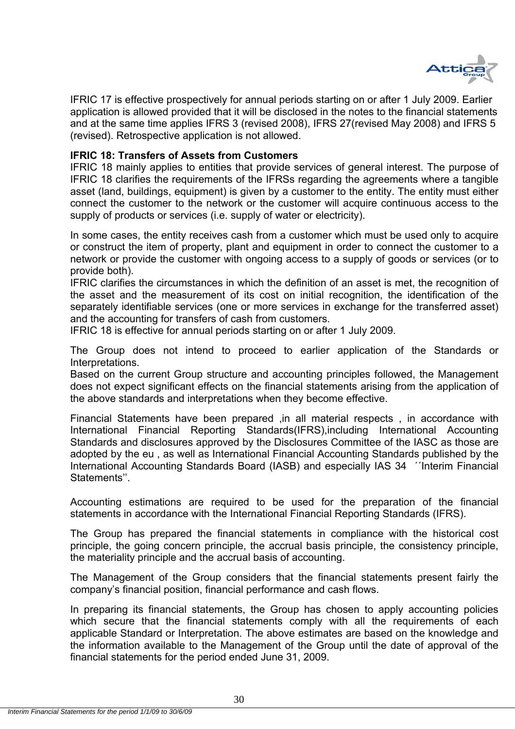IFRIC 17 is effective prospectively for annual periods starting on or after 1 July 2009. Earlier application is allowed provided that it will be disclosed in the notes to the financial statements and at the same time applies IFRS 3 (revised 2008), IFRS 27(revised May 2008) and IFRS 5 (revised). Retrospective application is not allowed.

**IFRIC 18: Transfers of Assets from Customers**

IFRIC 18 mainly applies to entities that provide services of general interest. The purpose of IFRIC 18 clarifies the requirements of the IFRSs regarding the agreements where a tangible asset (land, buildings, equipment) is given by a customer to the entity. The entity must either connect the customer to the network or the customer will acquire continuous access to the supply of products or services (i.e. supply of water or electricity).

In some cases, the entity receives cash from a customer which must be used only to acquire or construct the item of property, plant and equipment in order to connect the customer to a network or provide the customer with ongoing access to a supply of goods or services (or to provide both).

IFRIC clarifies the circumstances in which the definition of an asset is met, the recognition of the asset and the measurement of its cost on initial recognition, the identification of the separately identifiable services (one or more services in exchange for the transferred asset) and the accounting for transfers of cash from customers.

IFRIC 18 is effective for annual periods starting on or after 1 July 2009.

The Group does not intend to proceed to earlier application of the Standards or Interpretations.

Based on the current Group structure and accounting principles followed, the Management does not expect significant effects on the financial statements arising from the application of the above standards and interpretations when they become effective.

Financial Statements have been prepared ,in all material respects , in accordance with International Financial Reporting Standards(IFRS),including International Accounting Standards and disclosures approved by the Disclosures Committee of the IASC as those are adopted by the eu , as well as International Financial Accounting Standards published by the International Accounting Standards Board (IASB) and especially IAS 34 ´´Interim Financial Statements''.

Accounting estimations are required to be used for the preparation of the financial statements in accordance with the International Financial Reporting Standards (IFRS).

The Group has prepared the financial statements in compliance with the historical cost principle, the going concern principle, the accrual basis principle, the consistency principle, the materiality principle and the accrual basis of accounting.

The Management of the Group considers that the financial statements present fairly the company's financial position, financial performance and cash flows.

In preparing its financial statements, the Group has chosen to apply accounting policies which secure that the financial statements comply with all the requirements of each applicable Standard or Interpretation. The above estimates are based on the knowledge and the information available to the Management of the Group until the date of approval of the financial statements for the period ended June 31, 2009.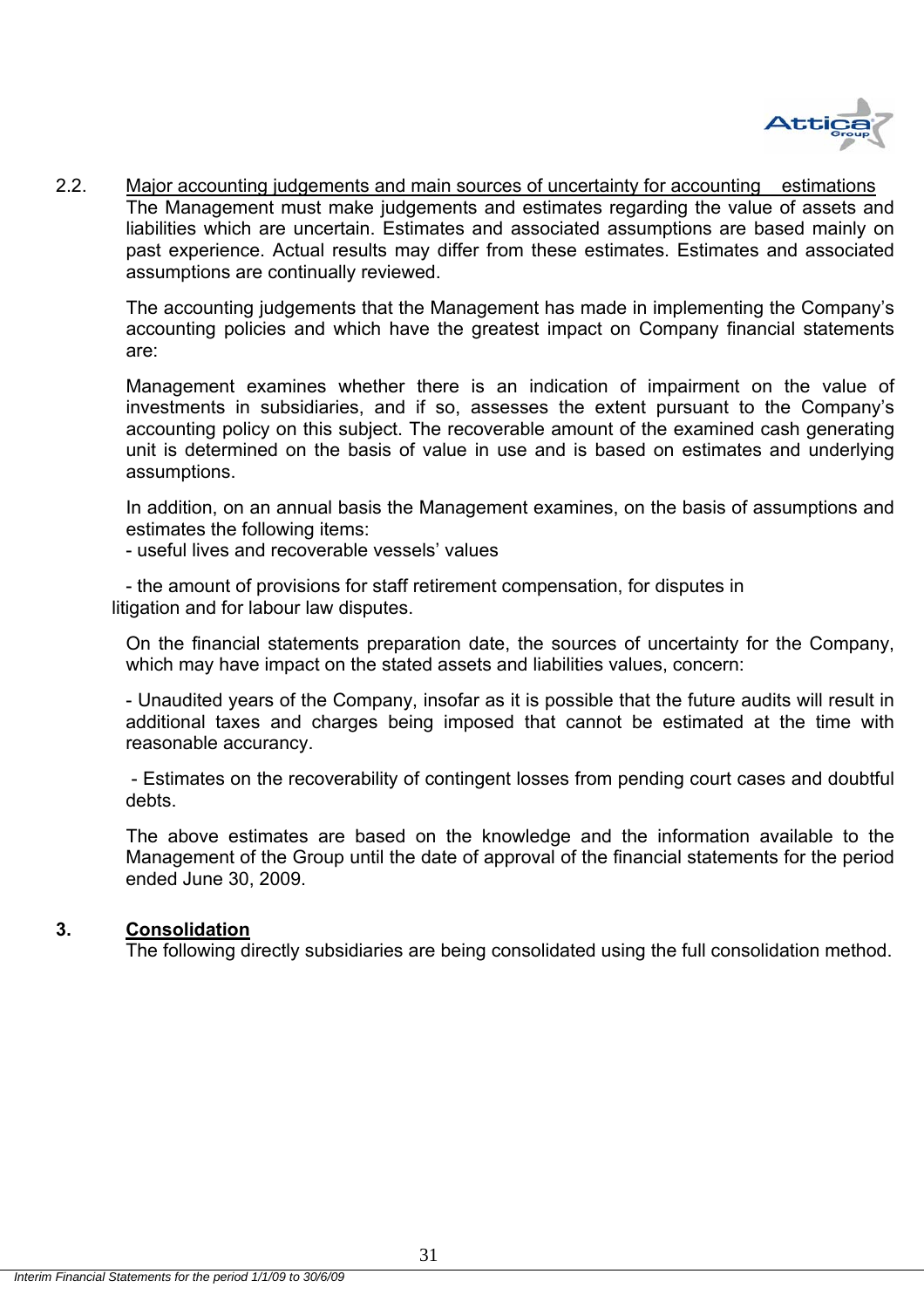## 2.2. Major accounting judgements and main sources of uncertainty for accounting estimations

The Management must make judgements and estimates regarding the value of assets and liabilities which are uncertain. Estimates and associated assumptions are based mainly on past experience. Actual results may differ from these estimates. Estimates and associated assumptions are continually reviewed.

The accounting judgements that the Management has made in implementing the Company's accounting policies and which have the greatest impact on Company financial statements are:

Management examines whether there is an indication of impairment on the value of investments in subsidiaries, and if so, assesses the extent pursuant to the Company's accounting policy on this subject. The recoverable amount of the examined cash generating unit is determined on the basis of value in use and is based on estimates and underlying assumptions.

In addition, on an annual basis the Management examines, on the basis of assumptions and estimates the following items:

- useful lives and recoverable vessels' values

- the amount of provisions for staff retirement compensation, for disputes in litigation and for labour law disputes.

On the financial statements preparation date, the sources of uncertainty for the Company, which may have impact on the stated assets and liabilities values, concern:

- Unaudited years of the Company, insofar as it is possible that the future audits will result in additional taxes and charges being imposed that cannot be estimated at the time with reasonable accurancy.

- Estimates on the recoverability of contingent losses from pending court cases and doubtful debts.

The above estimates are based on the knowledge and the information available to the Management of the Group until the date of approval of the financial statements for the period ended June 30, 2009.

## 3. Consolidation

The following directly subsidiaries are being consolidated using the full consolidation method.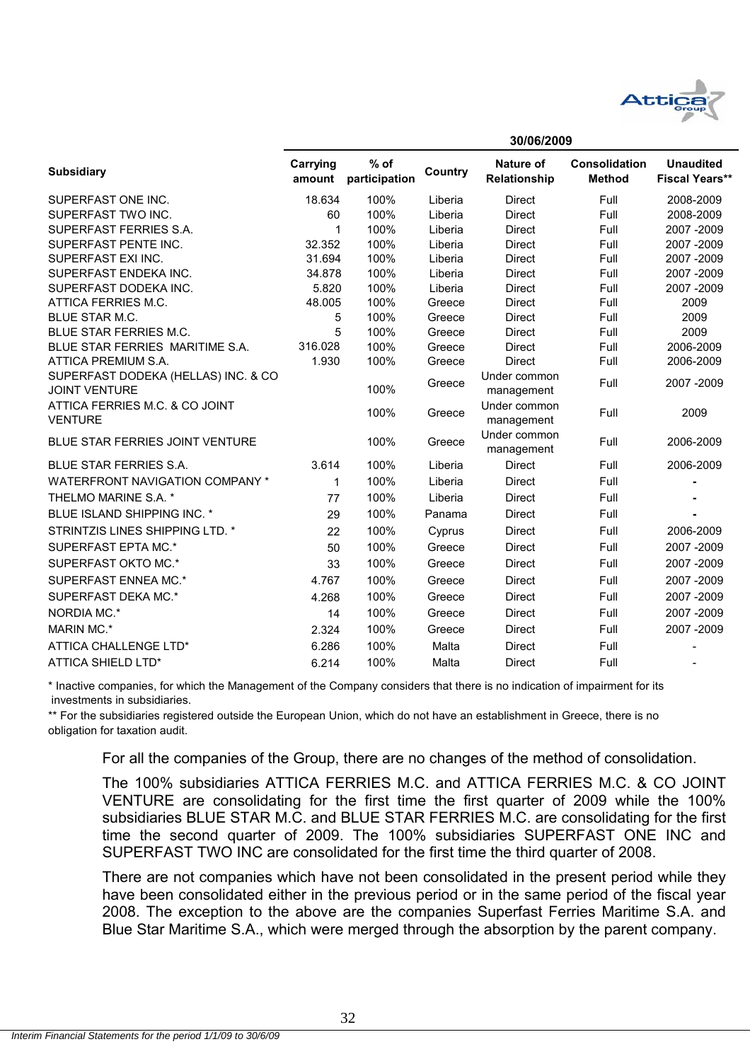| Subsidiary | 30/06/2009 | | | | | |
|---|---|---|---|---|---|---|
| | Carrying amount | % of participation | Country | Nature of Relationship | Consolidation Method | Unaudited Fiscal Years** |
| SUPERFAST ONE INC. | 18.634 | 100% | Liberia | Direct | Full | 2008-2009 |
| SUPERFAST TWO INC. | 60 | 100% | Liberia | Direct | Full | 2008-2009 |
| SUPERFAST FERRIES S.A. | 1 | 100% | Liberia | Direct | Full | 2007 -2009 |
| SUPERFAST PENTE INC. | 32.352 | 100% | Liberia | Direct | Full | 2007 -2009 |
| SUPERFAST EXI INC. | 31.694 | 100% | Liberia | Direct | Full | 2007 -2009 |
| SUPERFAST ENDEKA INC. | 34.878 | 100% | Liberia | Direct | Full | 2007 -2009 |
| SUPERFAST DODEKA INC. | 5.820 | 100% | Liberia | Direct | Full | 2007 -2009 |
| ATTICA FERRIES M.C. | 48.005 | 100% | Greece | Direct | Full | 2009 |
| BLUE STAR M.C. | 5 | 100% | Greece | Direct | Full | 2009 |
| BLUE STAR FERRIES M.C. | 5 | 100% | Greece | Direct | Full | 2009 |
| BLUE STAR FERRIES MARITIME S.A. | 316.028 | 100% | Greece | Direct | Full | 2006-2009 |
| ATTICA PREMIUM S.A. | 1.930 | 100% | Greece | Direct | Full | 2006-2009 |
| SUPERFAST DODEKA (HELLAS) INC. & CO JOINT VENTURE | | 100% | Greece | Under common management | Full | 2007 -2009 |
| ATTICA FERRIES M.C. & CO JOINT VENTURE | | 100% | Greece | Under common management | Full | 2009 |
| BLUE STAR FERRIES JOINT VENTURE | | 100% | Greece | Under common management | Full | 2006-2009 |
| BLUE STAR FERRIES S.A. | 3.614 | 100% | Liberia | Direct | Full | 2006-2009 |
| WATERFRONT NAVIGATION COMPANY * | 1 | 100% | Liberia | Direct | Full | - |
| THELMO MARINE S.A. * | 77 | 100% | Liberia | Direct | Full | - |
| BLUE ISLAND SHIPPING INC. * | 29 | 100% | Panama | Direct | Full | - |
| STRINTZIS LINES SHIPPING LTD. * | 22 | 100% | Cyprus | Direct | Full | 2006-2009 |
| SUPERFAST EPTA MC.* | 50 | 100% | Greece | Direct | Full | 2007 -2009 |
| SUPERFAST OKTO MC.* | 33 | 100% | Greece | Direct | Full | 2007 -2009 |
| SUPERFAST ENNEA MC.* | 4.767 | 100% | Greece | Direct | Full | 2007 -2009 |
| SUPERFAST DEKA MC.* | 4.268 | 100% | Greece | Direct | Full | 2007 -2009 |
| NORDIA MC.* | 14 | 100% | Greece | Direct | Full | 2007 -2009 |
| MARIN MC.* | 2.324 | 100% | Greece | Direct | Full | 2007 -2009 |
| ATTICA CHALLENGE LTD* | 6.286 | 100% | Malta | Direct | Full | - |
| ATTICA SHIELD LTD* | 6.214 | 100% | Malta | Direct | Full | - |

* Inactive companies, for which the Management of the Company considers that there is no indication of impairment for its investments in subsidiaries.

** For the subsidiaries registered outside the European Union, which do not have an establishment in Greece, there is no obligation for taxation audit.

For all the companies of the Group, there are no changes of the method of consolidation.

The 100% subsidiaries ATTICA FERRIES M.C. and ATTICA FERRIES M.C. & CO JOINT VENTURE are consolidating for the first time the first quarter of 2009 while the 100% subsidiaries BLUE STAR M.C. and BLUE STAR FERRIES M.C. are consolidating for the first time the second quarter of 2009. The 100% subsidiaries SUPERFAST ONE INC and SUPERFAST TWO INC are consolidated for the first time the third quarter of 2008.

There are not companies which have not been consolidated in the present period while they have been consolidated either in the previous period or in the same period of the fiscal year 2008. The exception to the above are the companies Superfast Ferries Maritime S.A. and Blue Star Maritime S.A., which were merged through the absorption by the parent company.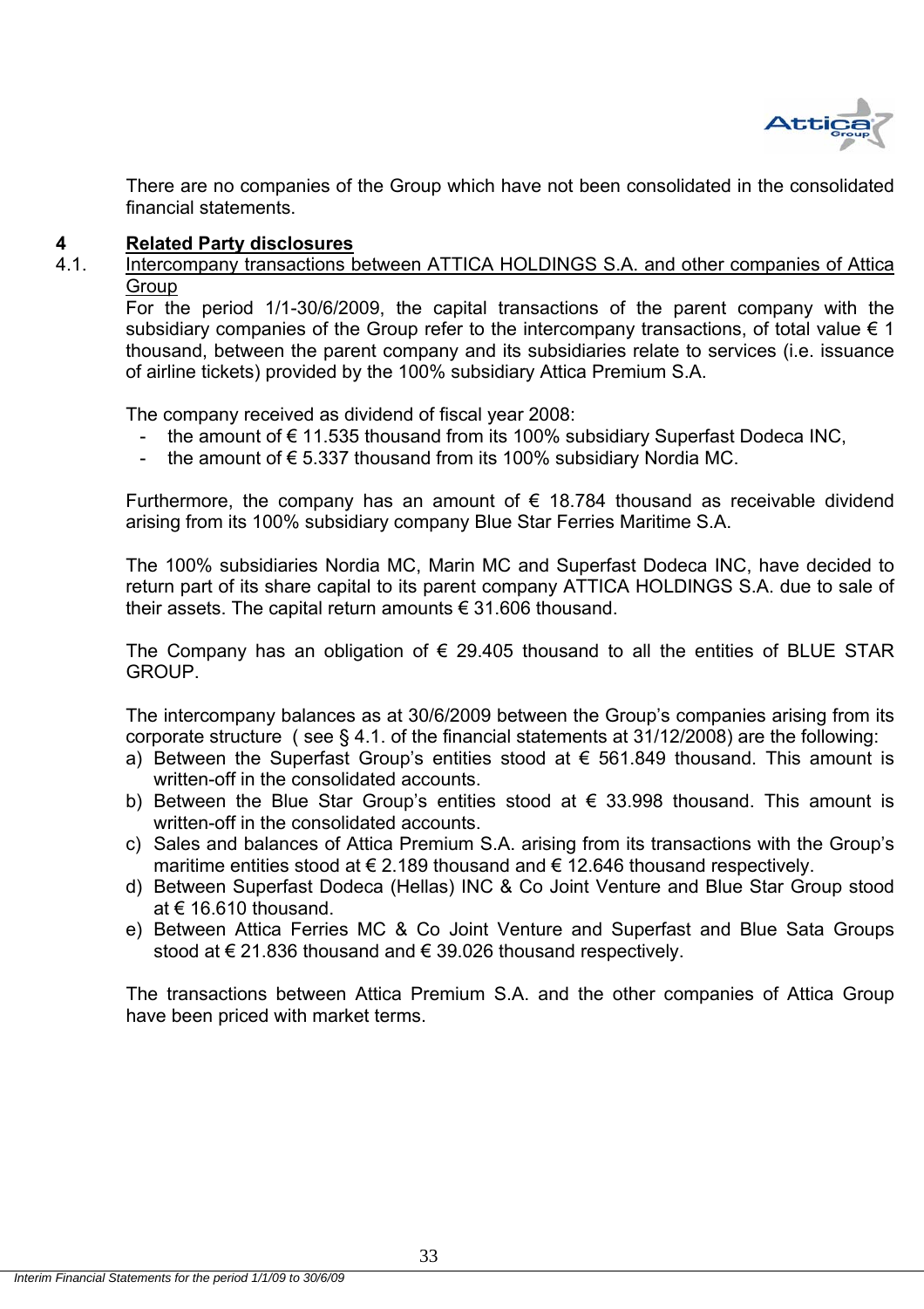There are no companies of the Group which have not been consolidated in the consolidated financial statements.

# 4 Related Party disclosures

## 4.1. Intercompany transactions between ATTICA HOLDINGS S.A. and other companies of Attica Group

For the period 1/1-30/6/2009, the capital transactions of the parent company with the subsidiary companies of the Group refer to the intercompany transactions, of total value € 1 thousand, between the parent company and its subsidiaries relate to services (i.e. issuance of airline tickets) provided by the 100% subsidiary Attica Premium S.A.

The company received as dividend of fiscal year 2008:

- the amount of € 11.535 thousand from its 100% subsidiary Superfast Dodeca INC,
- the amount of € 5.337 thousand from its 100% subsidiary Nordia MC.

Furthermore, the company has an amount of € 18.784 thousand as receivable dividend arising from its 100% subsidiary company Blue Star Ferries Maritime S.A.

The 100% subsidiaries Nordia MC, Marin MC and Superfast Dodeca INC, have decided to return part of its share capital to its parent company ATTICA HOLDINGS S.A. due to sale of their assets. The capital return amounts € 31.606 thousand.

The Company has an obligation of € 29.405 thousand to all the entities of BLUE STAR GROUP.

The intercompany balances as at 30/6/2009 between the Group's companies arising from its corporate structure ( see § 4.1. of the financial statements at 31/12/2008) are the following:

a) Between the Superfast Group's entities stood at € 561.849 thousand. This amount is written-off in the consolidated accounts.
b) Between the Blue Star Group's entities stood at € 33.998 thousand. This amount is written-off in the consolidated accounts.
c) Sales and balances of Attica Premium S.A. arising from its transactions with the Group's maritime entities stood at € 2.189 thousand and € 12.646 thousand respectively.
d) Between Superfast Dodeca (Hellas) INC & Co Joint Venture and Blue Star Group stood at € 16.610 thousand.
e) Between Attica Ferries MC & Co Joint Venture and Superfast and Blue Sata Groups stood at € 21.836 thousand and € 39.026 thousand respectively.

The transactions between Attica Premium S.A. and the other companies of Attica Group have been priced with market terms.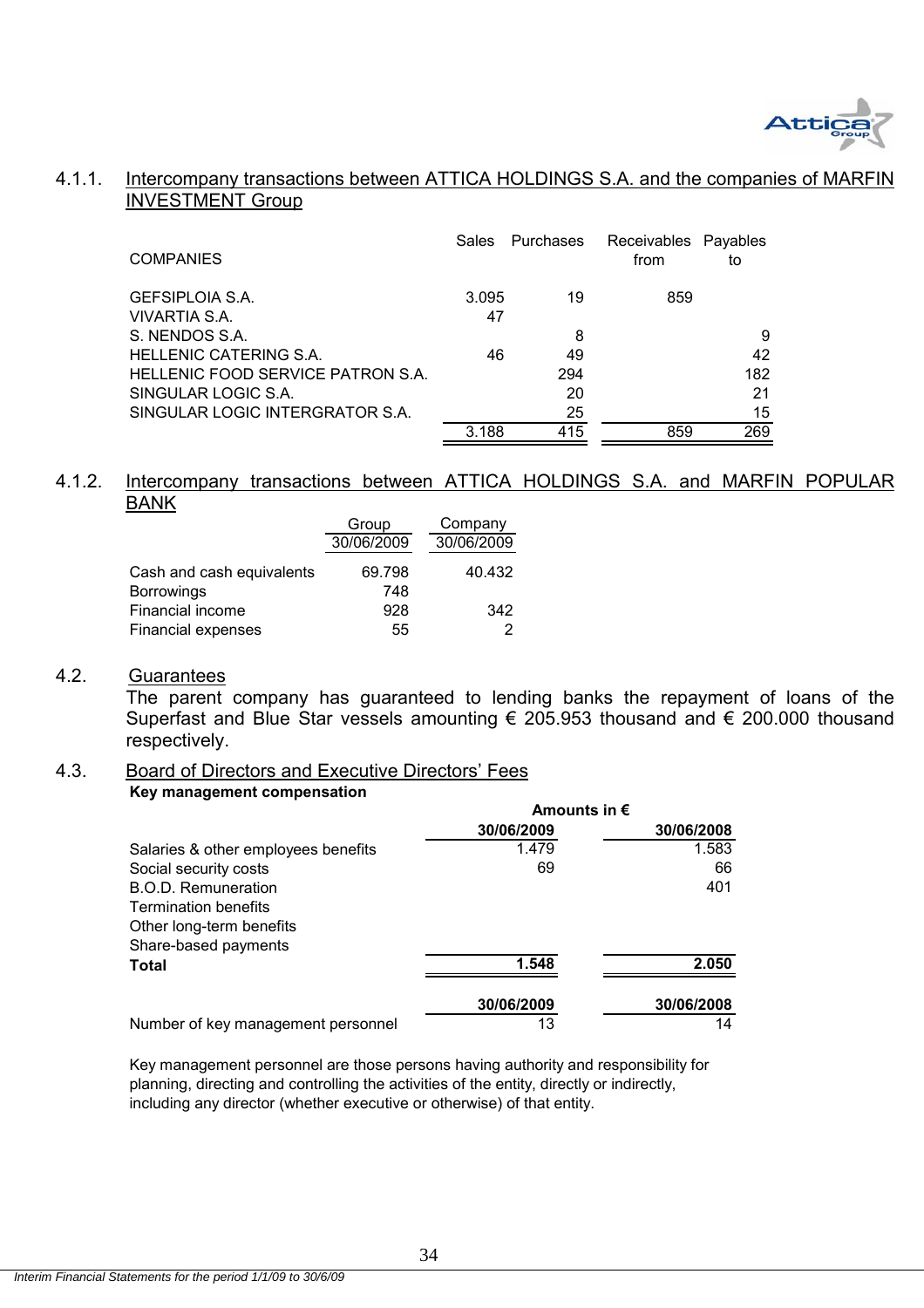### 4.1.1. Intercompany transactions between ATTICA HOLDINGS S.A. and the companies of MARFIN INVESTMENT Group

| COMPANIES | Sales | Purchases | Receivables from | Payables to |
|---|---|---|---|---|
| GEFSIPLOIA S.A. | 3.095 | 19 | 859 | |
| VIVARTIA S.A. | 47 | | | |
| S. NENDOS S.A. | | 8 | | 9 |
| HELLENIC CATERING S.A. | 46 | 49 | | 42 |
| HELLENIC FOOD SERVICE PATRON S.A. | | 294 | | 182 |
| SINGULAR LOGIC S.A. | | 20 | | 21 |
| SINGULAR LOGIC INTERGRATOR S.A. | | 25 | | 15 |
| | 3.188 | 415 | 859 | 269 |

### 4.1.2. Intercompany transactions between ATTICA HOLDINGS S.A. and MARFIN POPULAR BANK

| | Group 30/06/2009 | Company 30/06/2009 |
|---|---|---|
| Cash and cash equivalents | 69.798 | 40.432 |
| Borrowings | 748 | |
| Financial income | 928 | 342 |
| Financial expenses | 55 | 2 |

## 4.2. Guarantees

The parent company has guaranteed to lending banks the repayment of loans of the Superfast and Blue Star vessels amounting € 205.953 thousand and € 200.000 thousand respectively.

## 4.3. Board of Directors and Executive Directors' Fees

**Key management compensation**

| | **Amounts in €** | |
|---|---|---|
| | **30/06/2009** | **30/06/2008** |
| Salaries & other employees benefits | 1.479 | 1.583 |
| Social security costs | 69 | 66 |
| B.O.D. Remuneration | | 401 |
| Termination benefits | | |
| Other long-term benefits | | |
| Share-based payments | | |
| **Total** | **1.548** | **2.050** |

| | **30/06/2009** | **30/06/2008** |
|---|---|---|
| Number of key management personnel | 13 | 14 |

Key management personnel are those persons having authority and responsibility for planning, directing and controlling the activities of the entity, directly or indirectly, including any director (whether executive or otherwise) of that entity.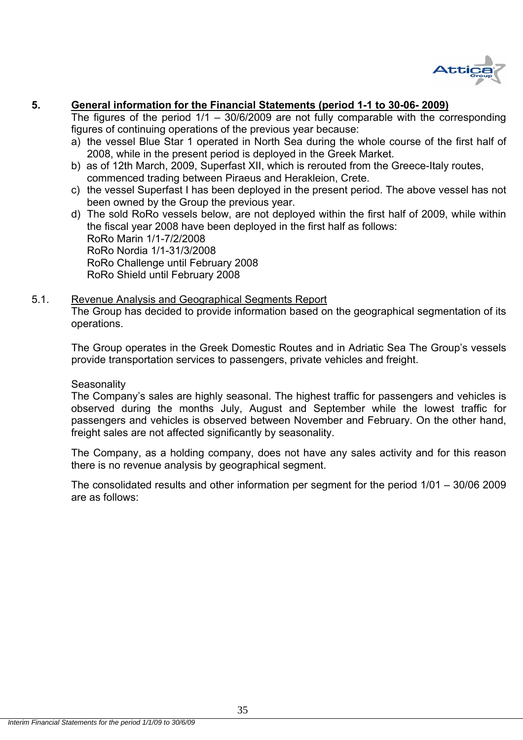## 5. General information for the Financial Statements (period 1-1 to 30-06- 2009)

The figures of the period 1/1 – 30/6/2009 are not fully comparable with the corresponding figures of continuing operations of the previous year because:

a) the vessel Blue Star 1 operated in North Sea during the whole course of the first half of 2008, while in the present period is deployed in the Greek Market.
b) as of 12th March, 2009, Superfast XII, which is rerouted from the Greece-Italy routes, commenced trading between Piraeus and Herakleion, Crete.
c) the vessel Superfast I has been deployed in the present period. The above vessel has not been owned by the Group the previous year.
d) The sold RoRo vessels below, are not deployed within the first half of 2009, while within the fiscal year 2008 have been deployed in the first half as follows:
   RoRo Marin 1/1-7/2/2008
   RoRo Nordia 1/1-31/3/2008
   RoRo Challenge until February 2008
   RoRo Shield until February 2008

### 5.1. Revenue Analysis and Geographical Segments Report

The Group has decided to provide information based on the geographical segmentation of its operations.

The Group operates in the Greek Domestic Routes and in Adriatic Sea The Group's vessels provide transportation services to passengers, private vehicles and freight.

Seasonality

The Company's sales are highly seasonal. The highest traffic for passengers and vehicles is observed during the months July, August and September while the lowest traffic for passengers and vehicles is observed between November and February. On the other hand, freight sales are not affected significantly by seasonality.

The Company, as a holding company, does not have any sales activity and for this reason there is no revenue analysis by geographical segment.

The consolidated results and other information per segment for the period 1/01 – 30/06 2009 are as follows: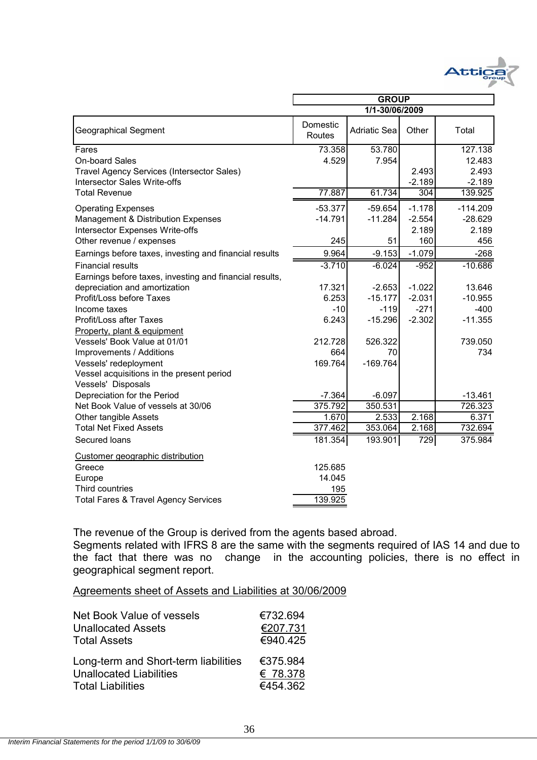| Geographical Segment | GROUP 1/1-30/06/2009 | | | |
|---|---|---|---|---|
| | Domestic Routes | Adriatic Sea | Other | Total |
| Fares | 73.358 | 53.780 | | 127.138 |
| On-board Sales | 4.529 | 7.954 | | 12.483 |
| Travel Agency Services (Intersector Sales) | | | 2.493 | 2.493 |
| Intersector Sales Write-offs | | | -2.189 | -2.189 |
| Total Revenue | 77.887 | 61.734 | 304 | 139.925 |
| Operating Expenses | -53.377 | -59.654 | -1.178 | -114.209 |
| Management & Distribution Expenses | -14.791 | -11.284 | -2.554 | -28.629 |
| Intersector Expenses Write-offs | | | 2.189 | 2.189 |
| Other revenue / expenses | 245 | 51 | 160 | 456 |
| Earnings before taxes, investing and financial results | 9.964 | -9.153 | -1.079 | -268 |
| Financial results | -3.710 | -6.024 | -952 | -10.686 |
| Earnings before taxes, investing and financial results, depreciation and amortization | 17.321 | -2.653 | -1.022 | 13.646 |
| Profit/Loss before Taxes | 6.253 | -15.177 | -2.031 | -10.955 |
| Income taxes | -10 | -119 | -271 | -400 |
| Profit/Loss after Taxes | 6.243 | -15.296 | -2.302 | -11.355 |
| Property, plant & equipment | | | | |
| Vessels' Book Value at 01/01 | 212.728 | 526.322 | | 739.050 |
| Improvements / Additions | 664 | 70 | | 734 |
| Vessels' redeployment | 169.764 | -169.764 | | |
| Vessel acquisitions in the present period | | | | |
| Vessels' Disposals | | | | |
| Depreciation for the Period | -7.364 | -6.097 | | -13.461 |
| Net Book Value of vessels at 30/06 | 375.792 | 350.531 | | 726.323 |
| Other tangible Assets | 1.670 | 2.533 | 2.168 | 6.371 |
| Total Net Fixed Assets | 377.462 | 353.064 | 2.168 | 732.694 |
| Secured loans | 181.354 | 193.901 | 729 | 375.984 |

| Customer geographic distribution | |
|---|---|
| Greece | 125.685 |
| Europe | 14.045 |
| Third countries | 195 |
| Total Fares & Travel Agency Services | 139.925 |

The revenue of the Group is derived from the agents based abroad.
Segments related with IFRS 8 are the same with the segments required of IAS 14 and due to the fact that there was no change in the accounting policies, there is no effect in geographical segment report.

Agreements sheet of Assets and Liabilities at 30/06/2009

| | |
|---|---|
| Net Book Value of vessels | €732.694 |
| Unallocated Assets | €207.731 |
| Total Assets | €940.425 |
| Long-term and Short-term liabilities | €375.984 |
| Unallocated Liabilities | € 78.378 |
| Total Liabilities | €454.362 |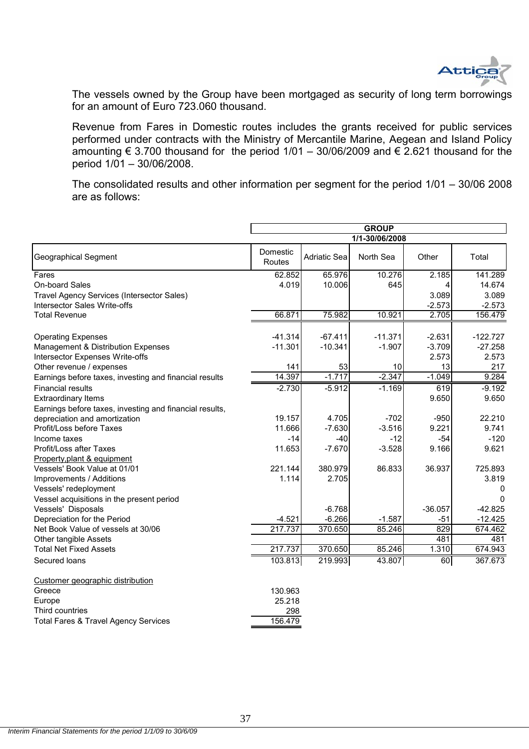The vessels owned by the Group have been mortgaged as security of long term borrowings for an amount of Euro 723.060 thousand.

Revenue from Fares in Domestic routes includes the grants received for public services performed under contracts with the Ministry of Mercantile Marine, Aegean and Island Policy amounting € 3.700 thousand for the period 1/01 – 30/06/2009 and € 2.621 thousand for the period 1/01 – 30/06/2008.

The consolidated results and other information per segment for the period 1/01 – 30/06 2008 are as follows:

| | GROUP | | | | |
|---|---|---|---|---|---|
| | 1/1-30/06/2008 | | | | |
| Geographical Segment | Domestic Routes | Adriatic Sea | North Sea | Other | Total |
| Fares | 62.852 | 65.976 | 10.276 | 2.185 | 141.289 |
| On-board Sales | 4.019 | 10.006 | 645 | 4 | 14.674 |
| Travel Agency Services (Intersector Sales) | | | | 3.089 | 3.089 |
| Intersector Sales Write-offs | | | | -2.573 | -2.573 |
| Total Revenue | 66.871 | 75.982 | 10.921 | 2.705 | 156.479 |
| | | | | | |
| Operating Expenses | -41.314 | -67.411 | -11.371 | -2.631 | -122.727 |
| Management & Distribution Expenses | -11.301 | -10.341 | -1.907 | -3.709 | -27.258 |
| Intersector Expenses Write-offs | | | | 2.573 | 2.573 |
| Other revenue / expenses | 141 | 53 | 10 | 13 | 217 |
| Earnings before taxes, investing and financial results | 14.397 | -1.717 | -2.347 | -1.049 | 9.284 |
| Financial results | -2.730 | -5.912 | -1.169 | 619 | -9.192 |
| Extraordinary Items | | | | 9.650 | 9.650 |
| Earnings before taxes, investing and financial results, depreciation and amortization | 19.157 | 4.705 | -702 | -950 | 22.210 |
| Profit/Loss before Taxes | 11.666 | -7.630 | -3.516 | 9.221 | 9.741 |
| Income taxes | -14 | -40 | -12 | -54 | -120 |
| Profit/Loss after Taxes | 11.653 | -7.670 | -3.528 | 9.166 | 9.621 |
| Property,plant & equipment | | | | | |
| Vessels' Book Value at 01/01 | 221.144 | 380.979 | 86.833 | 36.937 | 725.893 |
| Improvements / Additions | 1.114 | 2.705 | | | 3.819 |
| Vessels' redeployment | | | | | 0 |
| Vessel acquisitions in the present period | | | | | 0 |
| Vessels' Disposals | | -6.768 | | -36.057 | -42.825 |
| Depreciation for the Period | -4.521 | -6.266 | -1.587 | -51 | -12.425 |
| Net Book Value of vessels at 30/06 | 217.737 | 370.650 | 85.246 | 829 | 674.462 |
| Other tangible Assets | | | | 481 | 481 |
| Total Net Fixed Assets | 217.737 | 370.650 | 85.246 | 1.310 | 674.943 |
| Secured loans | 103.813 | 219.993 | 43.807 | 60 | 367.673 |

| Customer geographic distribution | |
|---|---|
| Greece | 130.963 |
| Europe | 25.218 |
| Third countries | 298 |
| Total Fares & Travel Agency Services | 156.479 |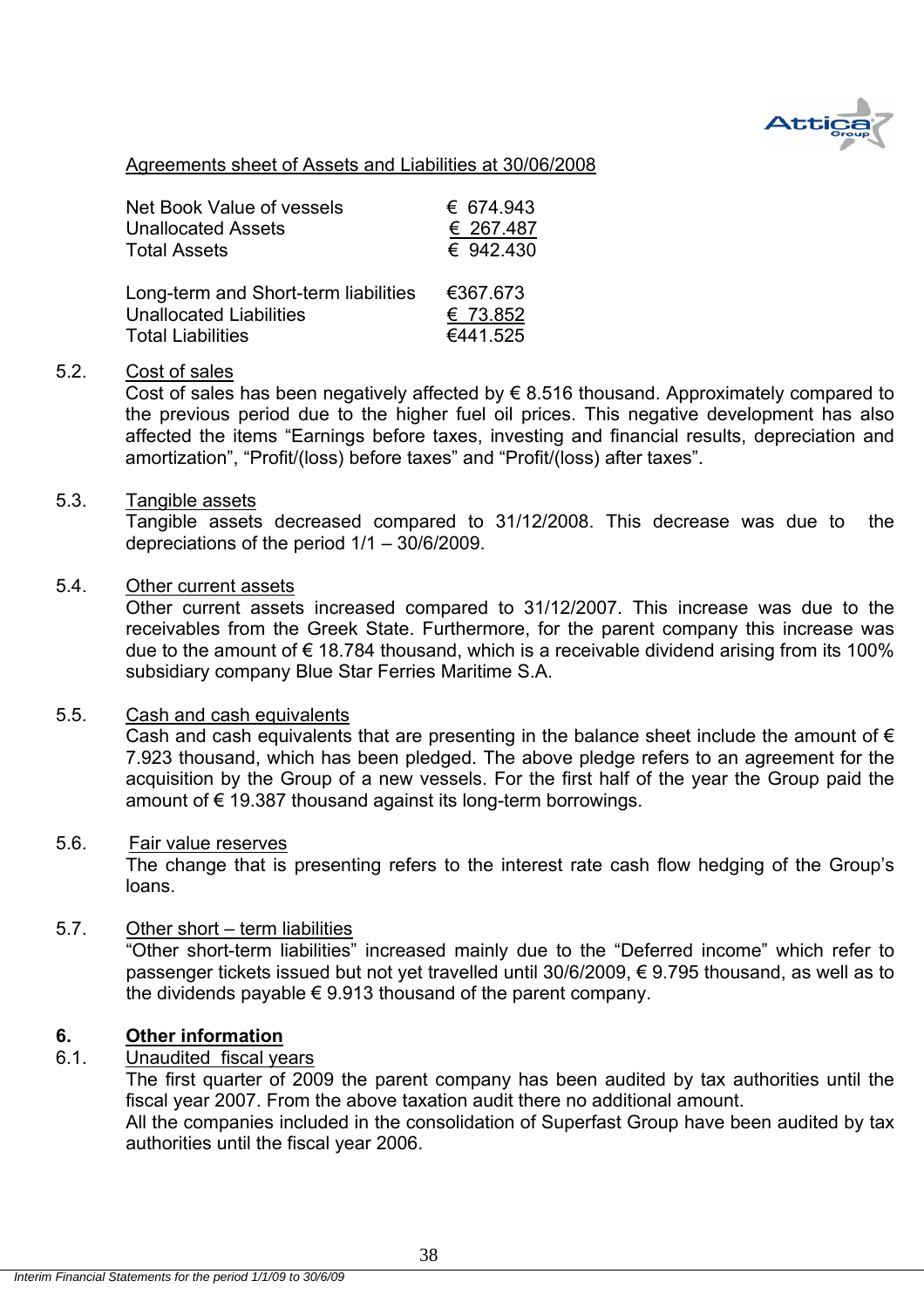Agreements sheet of Assets and Liabilities at 30/06/2008

| | |
|---|---|
| Net Book Value of vessels | € 674.943 |
| Unallocated Assets | € 267.487 |
| Total Assets | € 942.430 |
| | |
| Long-term and Short-term liabilities | €367.673 |
| Unallocated Liabilities | € 73.852 |
| Total Liabilities | €441.525 |

5.2. Cost of sales

Cost of sales has been negatively affected by € 8.516 thousand. Approximately compared to the previous period due to the higher fuel oil prices. This negative development has also affected the items "Earnings before taxes, investing and financial results, depreciation and amortization", "Profit/(loss) before taxes" and "Profit/(loss) after taxes".

5.3. Tangible assets

Tangible assets decreased compared to 31/12/2008. This decrease was due to the depreciations of the period 1/1 – 30/6/2009.

5.4. Other current assets

Other current assets increased compared to 31/12/2007. This increase was due to the receivables from the Greek State. Furthermore, for the parent company this increase was due to the amount of € 18.784 thousand, which is a receivable dividend arising from its 100% subsidiary company Blue Star Ferries Maritime S.A.

5.5. Cash and cash equivalents

Cash and cash equivalents that are presenting in the balance sheet include the amount of € 7.923 thousand, which has been pledged. The above pledge refers to an agreement for the acquisition by the Group of a new vessels. For the first half of the year the Group paid the amount of € 19.387 thousand against its long-term borrowings.

5.6. Fair value reserves

The change that is presenting refers to the interest rate cash flow hedging of the Group's loans.

5.7. Other short – term liabilities

"Other short-term liabilities" increased mainly due to the "Deferred income" which refer to passenger tickets issued but not yet travelled until 30/6/2009, € 9.795 thousand, as well as to the dividends payable € 9.913 thousand of the parent company.

## 6. Other information

6.1. Unaudited fiscal years

The first quarter of 2009 the parent company has been audited by tax authorities until the fiscal year 2007. From the above taxation audit there no additional amount.

All the companies included in the consolidation of Superfast Group have been audited by tax authorities until the fiscal year 2006.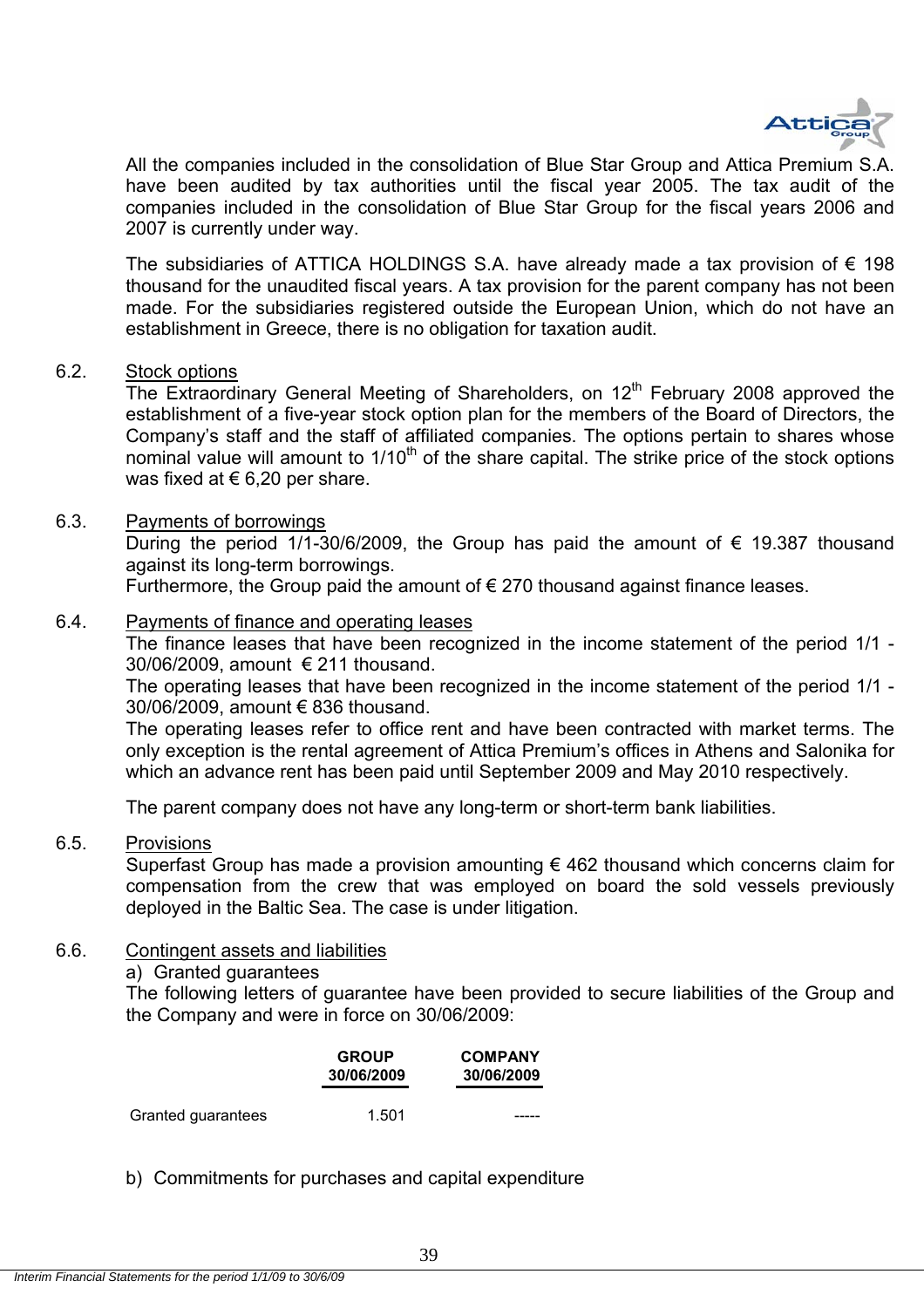All the companies included in the consolidation of Blue Star Group and Attica Premium S.A. have been audited by tax authorities until the fiscal year 2005. The tax audit of the companies included in the consolidation of Blue Star Group for the fiscal years 2006 and 2007 is currently under way.

The subsidiaries of ATTICA HOLDINGS S.A. have already made a tax provision of € 198 thousand for the unaudited fiscal years. A tax provision for the parent company has not been made. For the subsidiaries registered outside the European Union, which do not have an establishment in Greece, there is no obligation for taxation audit.

6.2. Stock options

The Extraordinary General Meeting of Shareholders, on 12th February 2008 approved the establishment of a five-year stock option plan for the members of the Board of Directors, the Company's staff and the staff of affiliated companies. The options pertain to shares whose nominal value will amount to 1/10th of the share capital. The strike price of the stock options was fixed at € 6,20 per share.

6.3. Payments of borrowings

During the period 1/1-30/6/2009, the Group has paid the amount of € 19.387 thousand against its long-term borrowings.
Furthermore, the Group paid the amount of € 270 thousand against finance leases.

6.4. Payments of finance and operating leases

The finance leases that have been recognized in the income statement of the period 1/1 - 30/06/2009, amount € 211 thousand.
The operating leases that have been recognized in the income statement of the period 1/1 - 30/06/2009, amount € 836 thousand.
The operating leases refer to office rent and have been contracted with market terms. The only exception is the rental agreement of Attica Premium's offices in Athens and Salonika for which an advance rent has been paid until September 2009 and May 2010 respectively.

The parent company does not have any long-term or short-term bank liabilities.

6.5. Provisions

Superfast Group has made a provision amounting € 462 thousand which concerns claim for compensation from the crew that was employed on board the sold vessels previously deployed in the Baltic Sea. The case is under litigation.

6.6. Contingent assets and liabilities

a) Granted guarantees

The following letters of guarantee have been provided to secure liabilities of the Group and the Company and were in force on 30/06/2009:

| | GROUP 30/06/2009 | COMPANY 30/06/2009 |
|---|---|---|
| Granted guarantees | 1.501 | ----- |

b) Commitments for purchases and capital expenditure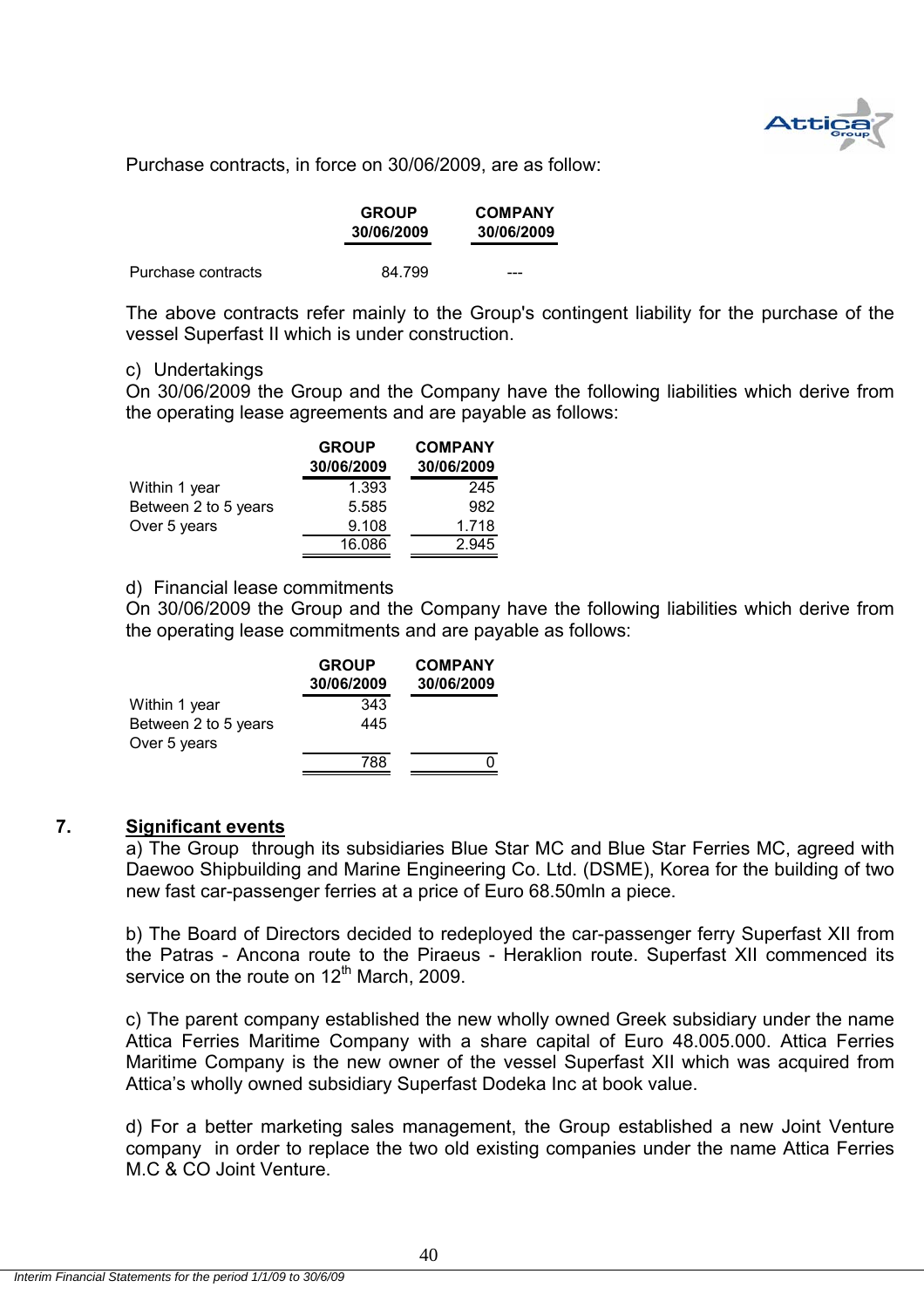Purchase contracts, in force on 30/06/2009, are as follow:

| | GROUP 30/06/2009 | COMPANY 30/06/2009 |
|---|---|---|
| Purchase contracts | 84.799 | --- |

The above contracts refer mainly to the Group's contingent liability for the purchase of the vessel Superfast II which is under construction.

c) Undertakings

On 30/06/2009 the Group and the Company have the following liabilities which derive from the operating lease agreements and are payable as follows:

| | GROUP 30/06/2009 | COMPANY 30/06/2009 |
|---|---|---|
| Within 1 year | 1.393 | 245 |
| Between 2 to 5 years | 5.585 | 982 |
| Over 5 years | 9.108 | 1.718 |
| | 16.086 | 2.945 |

d) Financial lease commitments

On 30/06/2009 the Group and the Company have the following liabilities which derive from the operating lease commitments and are payable as follows:

| | GROUP 30/06/2009 | COMPANY 30/06/2009 |
|---|---|---|
| Within 1 year | 343 | |
| Between 2 to 5 years | 445 | |
| Over 5 years | | |
| | 788 | 0 |

## 7. Significant events

a) The Group through its subsidiaries Blue Star MC and Blue Star Ferries MC, agreed with Daewoo Shipbuilding and Marine Engineering Co. Ltd. (DSME), Korea for the building of two new fast car-passenger ferries at a price of Euro 68.50mln a piece.

b) The Board of Directors decided to redeployed the car-passenger ferry Superfast XII from the Patras - Ancona route to the Piraeus - Heraklion route. Superfast XII commenced its service on the route on 12th March, 2009.

c) The parent company established the new wholly owned Greek subsidiary under the name Attica Ferries Maritime Company with a share capital of Euro 48.005.000. Attica Ferries Maritime Company is the new owner of the vessel Superfast XII which was acquired from Attica's wholly owned subsidiary Superfast Dodeka Inc at book value.

d) For a better marketing sales management, the Group established a new Joint Venture company in order to replace the two old existing companies under the name Attica Ferries M.C & CO Joint Venture.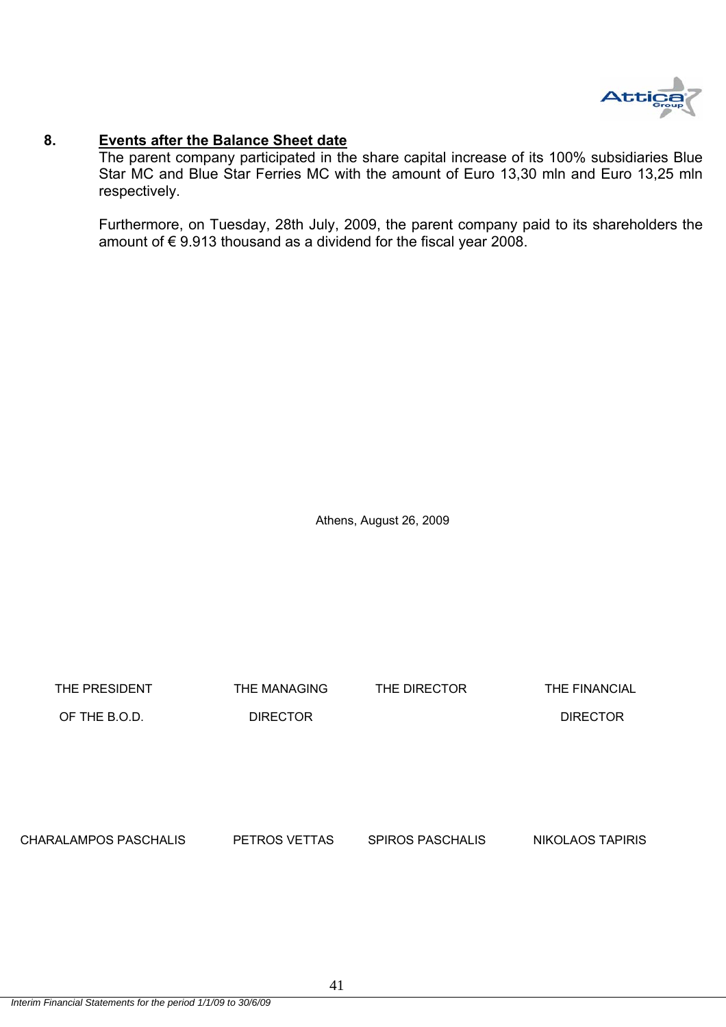## 8. Events after the Balance Sheet date

The parent company participated in the share capital increase of its 100% subsidiaries Blue Star MC and Blue Star Ferries MC with the amount of Euro 13,30 mln and Euro 13,25 mln respectively.

Furthermore, on Tuesday, 28th July, 2009, the parent company paid to its shareholders the amount of € 9.913 thousand as a dividend for the fiscal year 2008.

Athens, August 26, 2009

| THE PRESIDENT OF THE B.O.D. | THE MANAGING DIRECTOR | THE DIRECTOR | THE FINANCIAL DIRECTOR |
|---|---|---|---|
| CHARALAMPOS PASCHALIS | PETROS VETTAS | SPIROS PASCHALIS | NIKOLAOS TAPIRIS |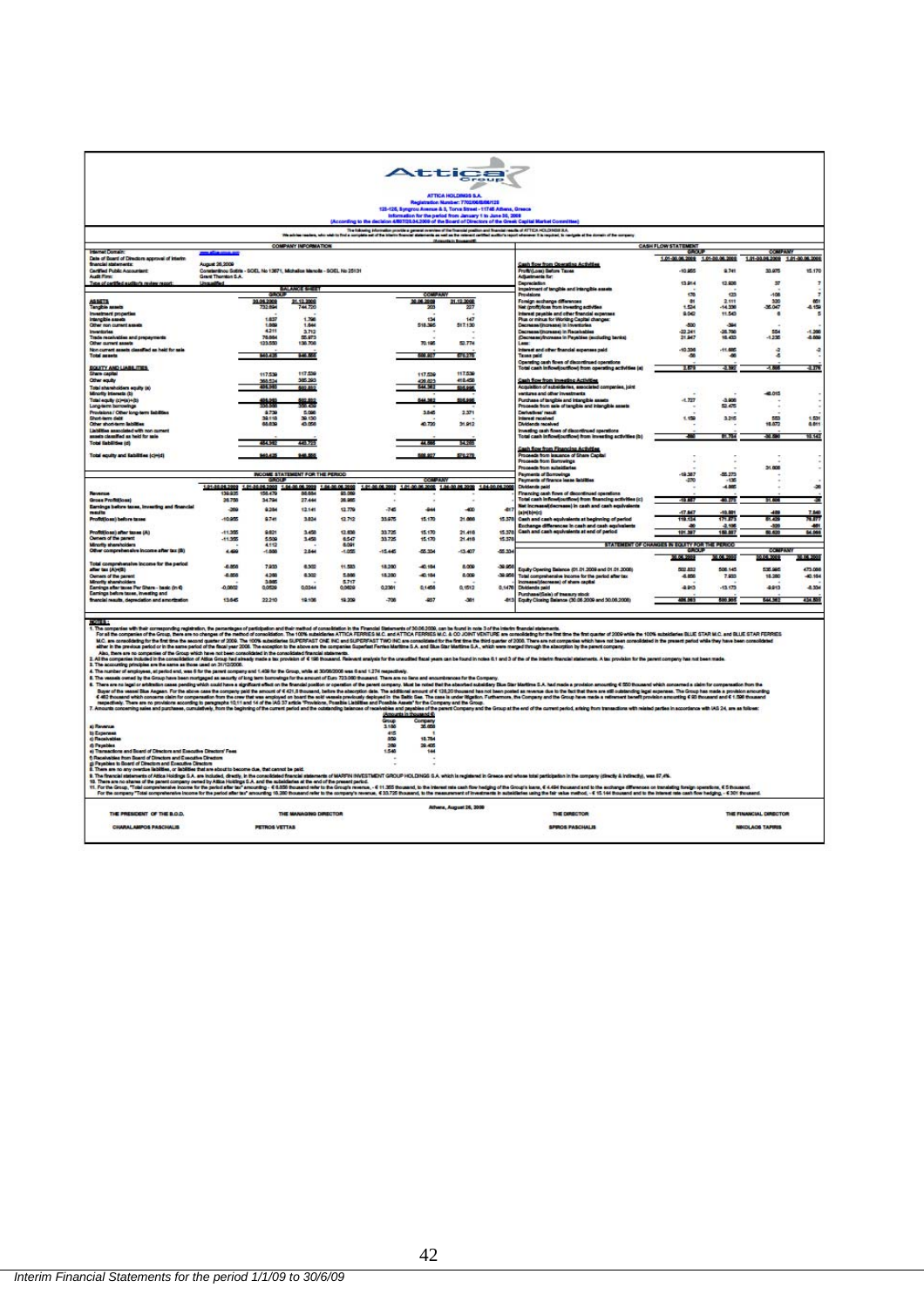# ATTICA HOLDINGS S.A.

**Registration Number: 7702/06/B/86/128**

**123-125, Syngrou Avenue & 3, Torva Street - 11745 Athens, Greece**

**Information for the period from January 1 to June 30, 2009**

**(According to the decision 4/507/28.04.2009 of the Board of Directors of the Greek Capital Market Committee)**

The following information provides a general overview of the financial position and financial results of ATTICA HOLDINGS S.A. We advise readers, who wish to find a complete set of the interim financial statements as well as the relevant certified auditor's report whenever it is required, to navigate at the domain of the company.

(Amounts in thousand €)

## COMPANY INFORMATION

| | |
|---|---|
| Internet Domain: | www.attica-group.com |
| Date of Board of Directors approval of interim financial statements: | August 26,2009 |
| Certified Public Accountant: | Constantinou Sotiris - SOEL No 13671, Michalios Manolis - SOEL No 25131 |
| Audit Firm: | Grant Thornton S.A. |
| Type of certified auditor's review report: | Unqualified |

## BALANCE SHEET

| | GROUP | | COMPANY | |
|---|---|---|---|---|
| **ASSETS** | **30.06.2009** | **31.12.2008** | **30.06.2009** | **31.12.2008** |
| Tangible assets | 732.894 | 744.720 | 203 | 227 |
| Investment properties | - | - | - | - |
| Intangible assets | 1.637 | 1.798 | 134 | 147 |
| Other non current assets | 1.889 | 1.844 | 518.395 | 517.130 |
| Inventories | 4.211 | 3.712 | - | - |
| Trade receivables and prepayments | 76.884 | 55.973 | - | - |
| Other current assets | 123.550 | 138.708 | 70.195 | 52.774 |
| Non current assets classified as held for sale | - | - | - | - |
| **Total assets** | **940.435** | **946.865** | **588.927** | **570.278** |
| **EQUITY AND LIABILITIES** | | | | |
| Share capital | 117.539 | 117.539 | 117.539 | 117.539 |
| Other equity | 369.524 | 385.293 | 426.823 | 418.456 |
| Total shareholders equity (a) | 486.063 | 502.832 | 544.362 | 535.995 |
| Minority interests (b) | - | - | - | - |
| Total equity (c)=(a)+(b) | 486.063 | 502.832 | 544.362 | 535.995 |
| Long-term borrowings | 335.988 | 358.436 | - | - |
| Provisions / Other long-term liabilities | 9.739 | 5.096 | 3.845 | 2.371 |
| Short-term debt | 39.118 | 39.130 | - | - |
| Other short-term liabilities | 69.639 | 43.058 | 40.720 | 31.912 |
| Liabilities associated with non current assets classified as held for sale | - | - | - | - |
| Total liabilities (d) | 454.372 | 443.723 | 44.565 | 34.283 |
| **Total equity and liabilities (c)+(d)** | **940.435** | **946.865** | **588.927** | **570.278** |

## INCOME STATEMENT FOR THE PERIOD

| | GROUP | | | | COMPANY | | | |
|---|---|---|---|---|---|---|---|---|
| | 1.01-30.06.2009 | 1.01-30.06.2008 | 1.04-30.06.2009 | 1.04-30.06.2008 | 1.01-30.06.2009 | 1.01-30.06.2008 | 1.04-30.06.2009 | 1.04-30.06.2008 |
| Revenue | 139.925 | 158.479 | 88.684 | 93.089 | - | - | - | - |
| Gross Profit/(loss) | 26.758 | 34.794 | 27.444 | 28.985 | - | - | - | - |
| Earnings before taxes, investing and financial results | -289 | 8.254 | 12.141 | 12.779 | -745 | -944 | -400 | -817 |
| Profit/(loss) before taxes | -10.955 | 8.741 | 3.824 | 12.712 | 33.675 | 15.170 | 21.666 | 15.378 |
| Profit/(loss) after taxes (A) | -11.355 | 8.621 | 3.458 | 12.636 | 33.725 | 15.170 | 21.418 | 15.378 |
| Owners of the parent | -11.355 | 5.509 | 3.458 | 6.547 | 33.725 | 15.170 | 21.418 | 15.378 |
| Minority shareholders | - | 4.112 | - | 6.091 | - | - | - | - |
| Other comprehensive income after tax (B) | 4.499 | -1.688 | 2.844 | -1.055 | -15.445 | -55.334 | -13.407 | -55.334 |
| Total comprehensive income for the period after tax (A)+(B) | -6.856 | 7.933 | 6.302 | 11.583 | 18.280 | -40.164 | 8.009 | -39.956 |
| Owners of the parent | -6.856 | 4.268 | 6.302 | 5.866 | 18.280 | -40.164 | 8.009 | -39.956 |
| Minority shareholders | - | 3.665 | - | 5.717 | - | - | - | - |
| Earnings after taxes Per Share - basic (in €) | -0,0602 | 0,0529 | 0,0244 | 0,0629 | 0,2361 | 0,1456 | 0,1512 | 0,1476 |
| Earnings before taxes, investing and financial results, depreciation and amortization | 13.645 | 22.210 | 19.108 | 19.209 | -708 | -937 | -381 | -813 |

## CASH FLOW STATEMENT

| | GROUP | | COMPANY | |
|---|---|---|---|---|
| | 1.01-30.06.2009 | 1.01-30.06.2008 | 1.01-30.06.2009 | 1.01-30.06.2008 |
| **Cash flow from Operating Activities** | | | | |
| Profit/(Loss) Before Taxes | -10.955 | 8.741 | 33.675 | 15.170 |
| Adjustments for: | | | | |
| Depreciation | 13.914 | 13.926 | 37 | 7 |
| Impairment of tangible and intangible assets | - | - | - | - |
| Provisions | 178 | 123 | -108 | 7 |
| Foreign exchange differences | 81 | 2.111 | 330 | 661 |
| Net (profit)/loss from investing activities | 1.524 | -14.336 | -35.047 | -8.159 |
| Interest payable and other financial expenses | 9.043 | 11.543 | 8 | 8 |
| Plus or minus for Working Capital changes: | | | | |
| Decrease/(increase) in Inventories | -500 | -394 | - | - |
| Decrease/(increase) in Receivables | -22.241 | -35.788 | 554 | -1.266 |
| (Decrease)/increase in Payables (excluding banks) | 21.847 | 18.433 | -1.235 | -8.009 |
| Less: | | | | |
| Interest and other financial expenses paid | -10.336 | -11.665 | -2 | -2 |
| Taxes paid | -58 | -86 | -5 | - |
| Operating cash flows of discontinued operations | - | - | - | - |
| Total cash inflow/(outflow) from operating activities (a) | 2.878 | -2.380 | -1.866 | -2.276 |
| **Cash flow from Investing Activities** | | | | |
| Acquisition of subsidiaries, associated companies, joint ventures and other investments | - | - | -40.015 | - |
| Purchase of tangible and intangible assets | -1.727 | -3.906 | - | - |
| Proceeds from sale of tangible and intangible assets | - | 52.475 | - | - |
| Derivatives' result | - | - | - | - |
| Interest received | 1.159 | 3.215 | 553 | 1.531 |
| Dividends received | - | - | 10.072 | 8.611 |
| Investing cash flows of discontinued operations | - | - | - | - |
| Total cash inflow/(outflow) from investing activities (b) | -568 | 51.784 | -30.590 | 10.142 |
| **Cash flow from Financing Activities** | | | | |
| Proceeds from issuance of Share Capital | - | - | - | - |
| Proceeds from Borrowings | - | - | - | - |
| Proceeds from subsidiaries | - | - | 31.606 | - |
| Payments of Borrowings | -19.387 | -50.273 | - | - |
| Payments of finance lease liabilities | -270 | -135 | - | - |
| Dividends paid | - | -4.665 | - | -26 |
| Financing cash flows of discontinued operations | - | - | - | - |
| Total cash inflow/(outflow) from financing activities (c) | -19.657 | -40.273 | 31.606 | -26 |
| Net increase/(decrease) in cash and cash equivalents (a)+(b)+(c) | -17.347 | 10.881 | -850 | 7.840 |
| Cash and cash equivalents at beginning of period | 119.124 | 171.873 | 81.429 | 76.877 |
| Exchange differences in cash and cash equivalents | -80 | -2.166 | -320 | -661 |
| Cash and cash equivalents at end of period | 101.697 | 180.588 | 80.259 | 84.056 |

## STATEMENT OF CHANGES IN EQUITY FOR THE PERIOD

| | GROUP | | COMPANY | |
|---|---|---|---|---|
| | 30.06.2009 | 30.06.2008 | 30.06.2009 | 30.06.2008 |
| Equity Opening Balance (01.01.2009 and 01.01.2008) | 502.832 | 506.145 | 535.995 | 473.098 |
| Total comprehensive income for the period after tax | -6.856 | 7.933 | 18.280 | -40.164 |
| Increase/(decrease) of share capital | - | - | - | - |
| Dividends paid | -9.913 | -13.173 | -9.913 | -8.334 |
| Purchase/(Sale) of treasury stock | - | - | - | - |
| Equity Closing Balance (30.06.2009 and 30.06.2008) | 486.063 | 500.905 | 544.362 | 424.600 |

## NOTES:

1. The companies with their corresponding registration, the percentages of participation and their method of consolidation in the Financial Statements of 30.06.2009, can be found in note 3 of the interim financial statements. For all the companies of the Group, there are no changes of the method of consolidation. The 100% subsidiaries ATTICA FERRIES M.C. and ATTICA FERRIES M.C. & CO JOINT VENTURE are consolidating for the first time the first quarter of 2009 while the 100% subsidiaries BLUE STAR M.C. and BLUE STAR FERRIES M.C. are consolidating for the first time the second quarter of 2009. The 100% subsidiaries SUPERFAST ONE INC and SUPERFAST TWO INC are consolidated for the first time the third quarter of 2008. There are not companies which have not been consolidated in the present period while they have been consolidated either in the previous period or in the same period of the fiscal year 2008. The exception to the above are the companies Superfast Ferries Maritime S.A. and Blue Star Maritime S.A., which were merged through the absorption by the parent company. Also, there are no companies of the Group which have not been consolidated in the consolidated financial statements.
2. All the companies included in the consolidation of Attica Group had already made a tax provision of € 198 thousand. Relevant analysis for the unaudited fiscal years can be found in notes 8.1 and 3 of the of the interim financial statements. A tax provision for the parent company has not been made.
3. The accounting principles are the same as those used on 31/12/2008.
4. The number of employees, at period end, was 8 for the parent company and 1.409 for the Group, while at 30/06/2008 was 8 and 1.274 respectively.
5. The vessels owned by the Group have been mortgaged as security of long term borrowings for the amount of Euro 723.060 thousand. There are no liens and encumbrances for the Company.
6. There are no legal or arbitration cases pending which could have a significant effect on the financial position or operation of the parent company. Must be noted that the absorbed subsidiary Blue Star Maritime S.A. had made a provision amounting € 550 thousand which concerned a claim for compensation from the Buyer of the vessel Blue Aegean. For the above case the company paid the amount of € 421,8 thousand, before the absorption date. The additional amount of € 128,20 thousand has not been posted as revenue due to the fact that there are still outstanding legal expenses. The Group has made a provision amounting € 462 thousand which concerns claim for compensation from the crew that was employed on board the sold vessels previously deployed in the Baltic Sea. The case is under litigation. Furthermore, the Company and the Group have made a retirement benefit provision amounting € 93 thousand and € 1.596 thousand respectively. There are no provisions according to paragraphs 10,11 and 14 of the IAS 37 article "Provisions, Possible Liabilities and Possible Assets" for the Company and the Group.
7. Amounts concerning sales and purchases, cumulatively, from the beginning of the current period and the outstanding balances of receivables and payables of the parent Company and the Group at the end of the current period, arising from transactions with related parties in accordance with IAS 24, are as follows:

| | Amounts in thousand € | |
|---|---|---|
| | Group | Company |
| a) Revenue | 3.186 | 35.658 |
| b) Expenses | 415 | 1 |
| c) Receivables | 859 | 16.764 |
| d) Payables | 289 | 39.405 |
| e) Transactions and Board of Directors and Executive Directors' Fees | 1.546 | 144 |
| f) Receivables from Board of Directors and Executive Directors | - | - |
| g) Payables to Board of Directors and Executive Directors | - | - |

8. There are no any overdue liabilities, or liabilities that are about to become due, that cannot be paid.
9. The financial statements of Attica Holdings S.A. are included, directly, in the consolidated financial statements of MARFIN INVESTMENT GROUP HOLDINGS S.A. which is registered in Greece and whose total participation in the company (directly & indirectly), was 87,4%.
10. There are no shares of the parent company owned by Attica Holdings S.A. and the subsidiaries at the end of the present period.
11. For the Group, "Total comprehensive income for the period after tax" amounting - € 6.856 thousand refer to the Group's revenue, - € 11.355 thousand, to the interest rate cash flow hedging of the Group's loans, € 4.494 thousand and to the exchange differences on translating foreign operations, € 5 thousand. For the company "Total comprehensive income for the period after tax" amounting 18.280 thousand refer to the company's revenue, € 33.725 thousand, to the measurement of investments in subsidiaries using the fair value method, - € 15.144 thousand and to the interest rate cash flow hedging, - € 301 thousand.

Athens, August 26, 2009

| THE PRESIDENT OF THE B.O.D. | THE MANAGING DIRECTOR | THE DIRECTOR | THE FINANCIAL DIRECTOR |
|---|---|---|---|
| CHARALAMPOS PASCHALIS | PETROS VETTAS | SPIROS PASCHALIS | NIKOLAOS TAPIRIS |